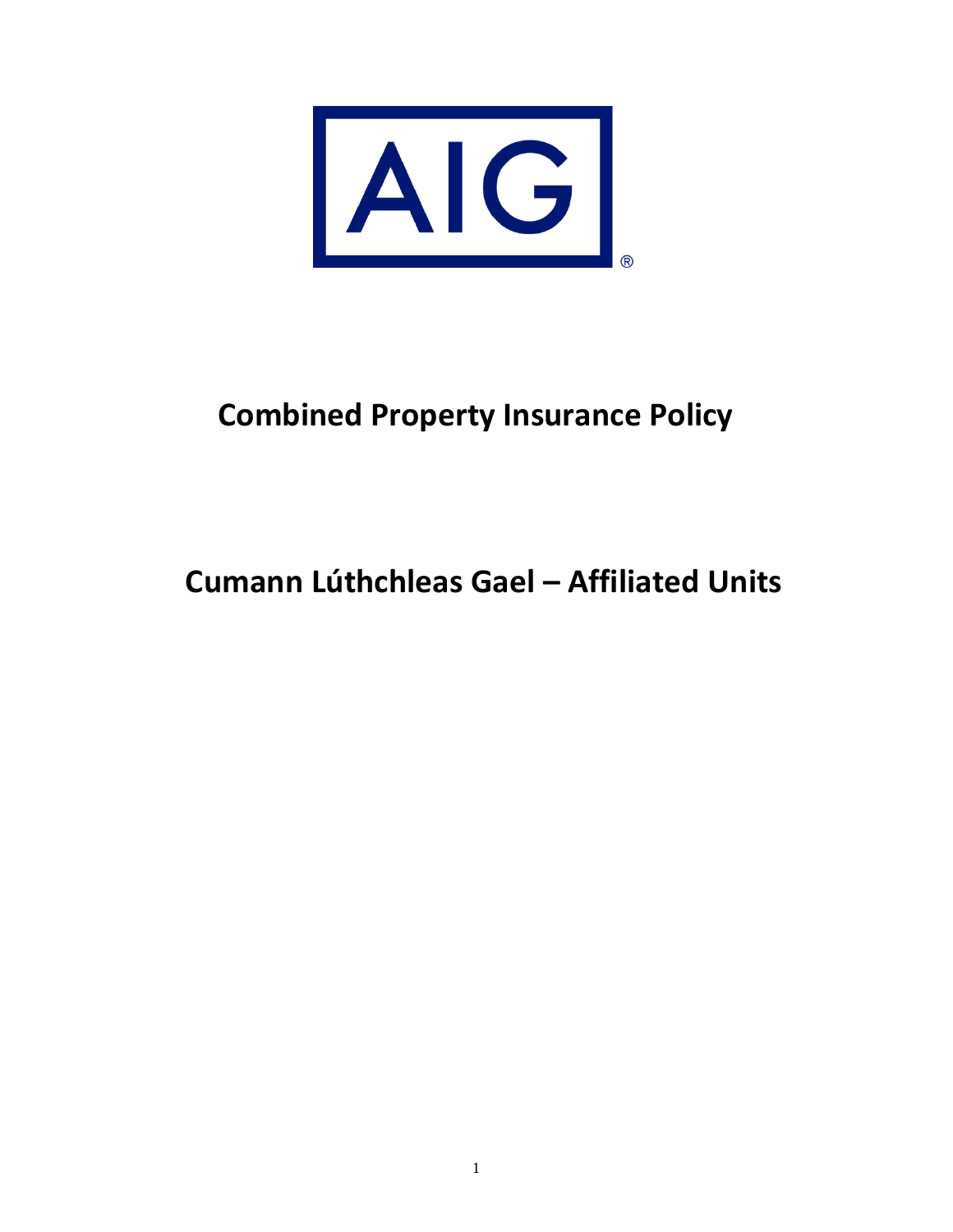AIG®

# Combined Property Insurance Policy

# Cumann Lúthchleas Gael – Affiliated Units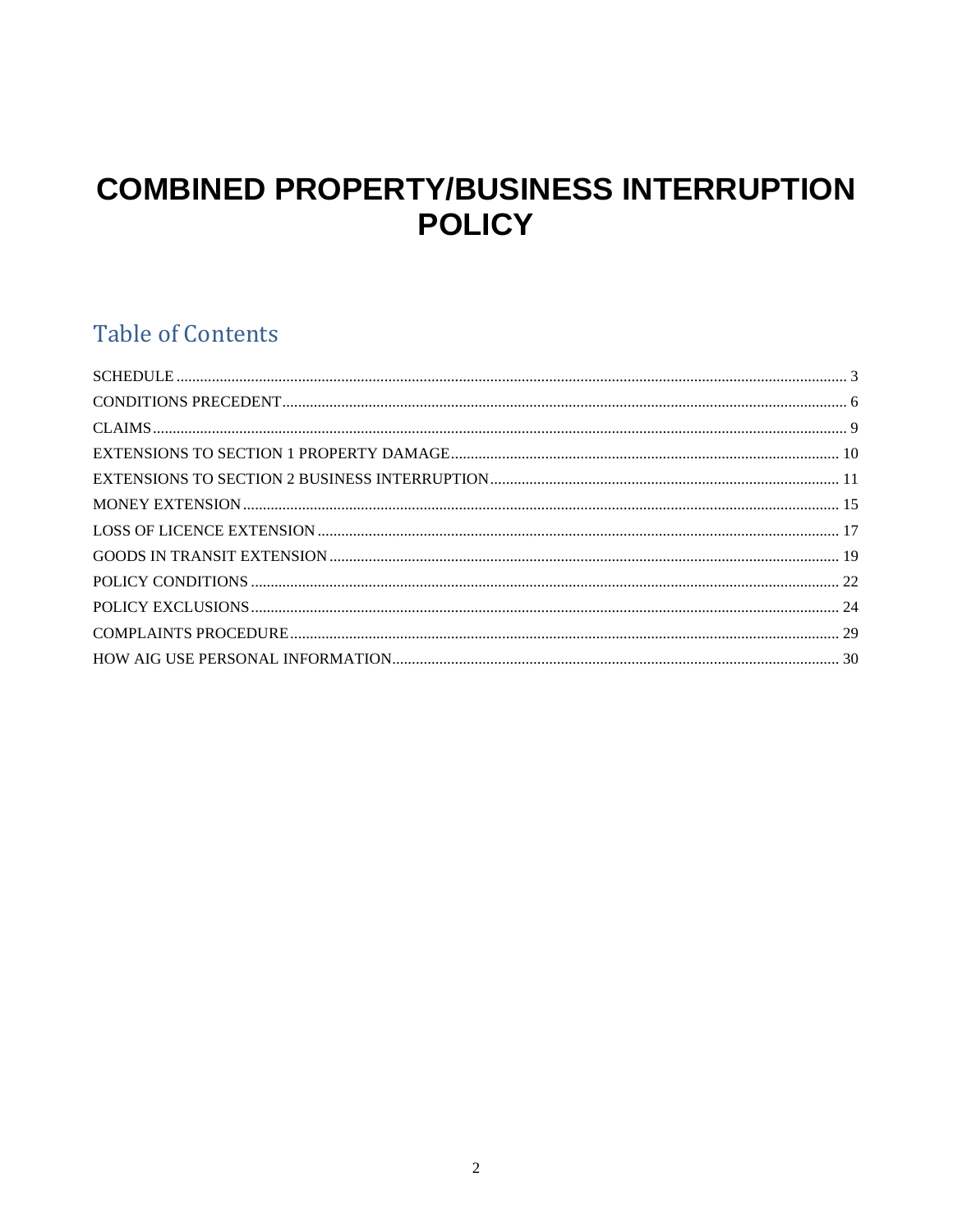# COMBINED PROPERTY/BUSINESS INTERRUPTION POLICY

## Table of Contents

SCHEDULE ........................................................................................................................................ 3
CONDITIONS PRECEDENT ............................................................................................................... 6
CLAIMS ............................................................................................................................................. 9
EXTENSIONS TO SECTION 1 PROPERTY DAMAGE ....................................................................... 10
EXTENSIONS TO SECTION 2 BUSINESS INTERRUPTION ............................................................... 11
MONEY EXTENSION ........................................................................................................................ 15
LOSS OF LICENCE EXTENSION ....................................................................................................... 17
GOODS IN TRANSIT EXTENSION .................................................................................................... 19
POLICY CONDITIONS ...................................................................................................................... 22
POLICY EXCLUSIONS ...................................................................................................................... 24
COMPLAINTS PROCEDURE ............................................................................................................. 29
HOW AIG USE PERSONAL INFORMATION ...................................................................................... 30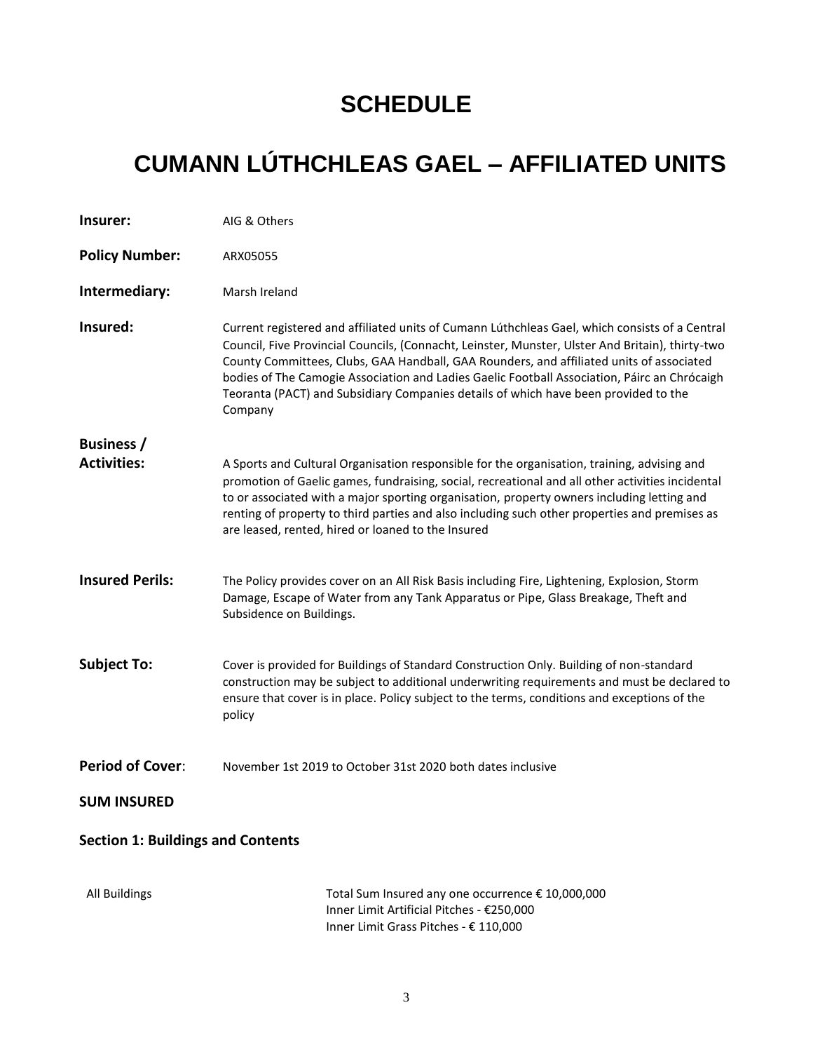# SCHEDULE

# CUMANN LÚTHCHLEAS GAEL – AFFILIATED UNITS

**Insurer:** AIG & Others

**Policy Number:** ARX05055

**Intermediary:** Marsh Ireland

**Insured:** Current registered and affiliated units of Cumann Lúthchleas Gael, which consists of a Central Council, Five Provincial Councils, (Connacht, Leinster, Munster, Ulster And Britain), thirty-two County Committees, Clubs, GAA Handball, GAA Rounders, and affiliated units of associated bodies of The Camogie Association and Ladies Gaelic Football Association, Páirc an Chrócaigh Teoranta (PACT) and Subsidiary Companies details of which have been provided to the Company

**Business / Activities:** A Sports and Cultural Organisation responsible for the organisation, training, advising and promotion of Gaelic games, fundraising, social, recreational and all other activities incidental to or associated with a major sporting organisation, property owners including letting and renting of property to third parties and also including such other properties and premises as are leased, rented, hired or loaned to the Insured

**Insured Perils:** The Policy provides cover on an All Risk Basis including Fire, Lightening, Explosion, Storm Damage, Escape of Water from any Tank Apparatus or Pipe, Glass Breakage, Theft and Subsidence on Buildings.

**Subject To:** Cover is provided for Buildings of Standard Construction Only. Building of non-standard construction may be subject to additional underwriting requirements and must be declared to ensure that cover is in place. Policy subject to the terms, conditions and exceptions of the policy

**Period of Cover**: November 1st 2019 to October 31st 2020 both dates inclusive

**SUM INSURED**

**Section 1: Buildings and Contents**

| | |
|---|---|
| All Buildings | Total Sum Insured any one occurrence € 10,000,000<br>Inner Limit Artificial Pitches - €250,000<br>Inner Limit Grass Pitches - € 110,000 |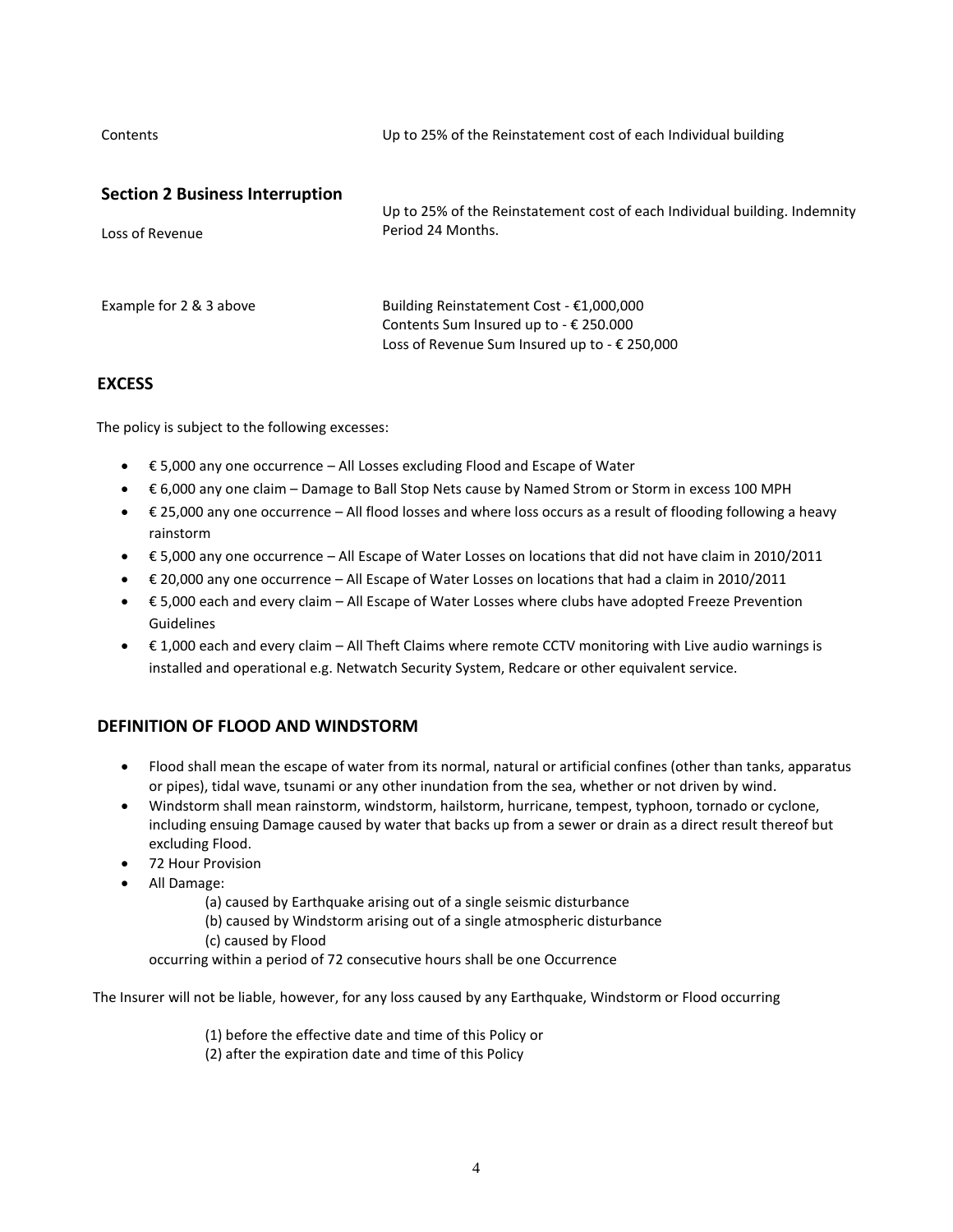| | |
|---|---|
| Contents | Up to 25% of the Reinstatement cost of each Individual building |

**Section 2 Business Interruption**

| | |
|---|---|
| Loss of Revenue | Up to 25% of the Reinstatement cost of each Individual building. Indemnity Period 24 Months. |
| Example for 2 & 3 above | Building Reinstatement Cost - €1,000,000<br>Contents Sum Insured up to - € 250.000<br>Loss of Revenue Sum Insured up to - € 250,000 |

## EXCESS

The policy is subject to the following excesses:

- € 5,000 any one occurrence – All Losses excluding Flood and Escape of Water
- € 6,000 any one claim – Damage to Ball Stop Nets cause by Named Strom or Storm in excess 100 MPH
- € 25,000 any one occurrence – All flood losses and where loss occurs as a result of flooding following a heavy rainstorm
- € 5,000 any one occurrence – All Escape of Water Losses on locations that did not have claim in 2010/2011
- € 20,000 any one occurrence – All Escape of Water Losses on locations that had a claim in 2010/2011
- € 5,000 each and every claim – All Escape of Water Losses where clubs have adopted Freeze Prevention Guidelines
- € 1,000 each and every claim – All Theft Claims where remote CCTV monitoring with Live audio warnings is installed and operational e.g. Netwatch Security System, Redcare or other equivalent service.

## DEFINITION OF FLOOD AND WINDSTORM

- Flood shall mean the escape of water from its normal, natural or artificial confines (other than tanks, apparatus or pipes), tidal wave, tsunami or any other inundation from the sea, whether or not driven by wind.
- Windstorm shall mean rainstorm, windstorm, hailstorm, hurricane, tempest, typhoon, tornado or cyclone, including ensuing Damage caused by water that backs up from a sewer or drain as a direct result thereof but excluding Flood.
- 72 Hour Provision
- All Damage:
  - (a) caused by Earthquake arising out of a single seismic disturbance
  - (b) caused by Windstorm arising out of a single atmospheric disturbance
  - (c) caused by Flood

  occurring within a period of 72 consecutive hours shall be one Occurrence

The Insurer will not be liable, however, for any loss caused by any Earthquake, Windstorm or Flood occurring

(1) before the effective date and time of this Policy or
(2) after the expiration date and time of this Policy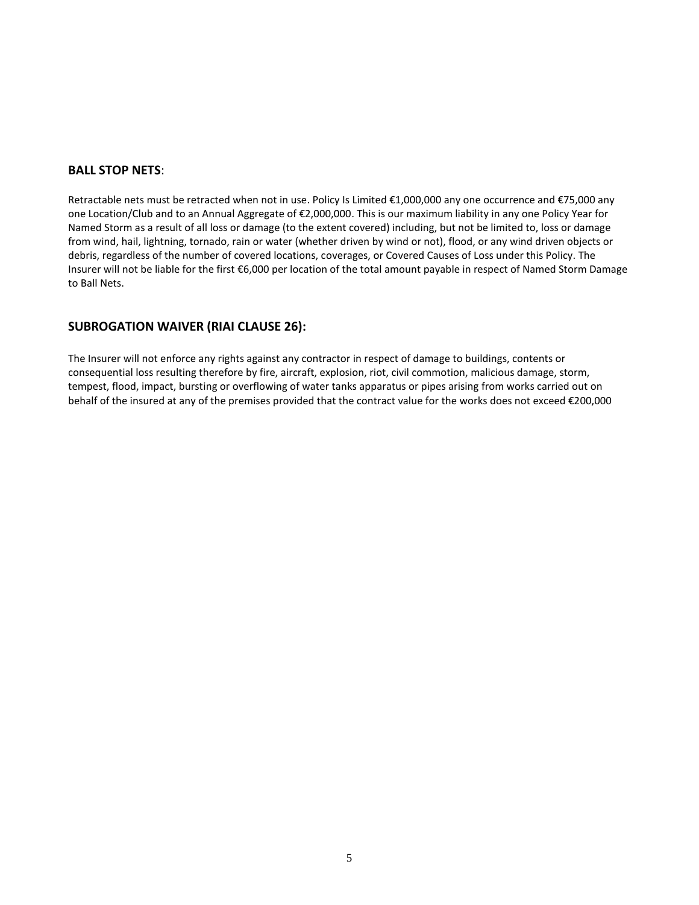## **BALL STOP NETS**:

Retractable nets must be retracted when not in use. Policy Is Limited €1,000,000 any one occurrence and €75,000 any one Location/Club and to an Annual Aggregate of €2,000,000. This is our maximum liability in any one Policy Year for Named Storm as a result of all loss or damage (to the extent covered) including, but not be limited to, loss or damage from wind, hail, lightning, tornado, rain or water (whether driven by wind or not), flood, or any wind driven objects or debris, regardless of the number of covered locations, coverages, or Covered Causes of Loss under this Policy. The Insurer will not be liable for the first €6,000 per location of the total amount payable in respect of Named Storm Damage to Ball Nets.

## **SUBROGATION WAIVER (RIAI CLAUSE 26):**

The Insurer will not enforce any rights against any contractor in respect of damage to buildings, contents or consequential loss resulting therefore by fire, aircraft, explosion, riot, civil commotion, malicious damage, storm, tempest, flood, impact, bursting or overflowing of water tanks apparatus or pipes arising from works carried out on behalf of the insured at any of the premises provided that the contract value for the works does not exceed €200,000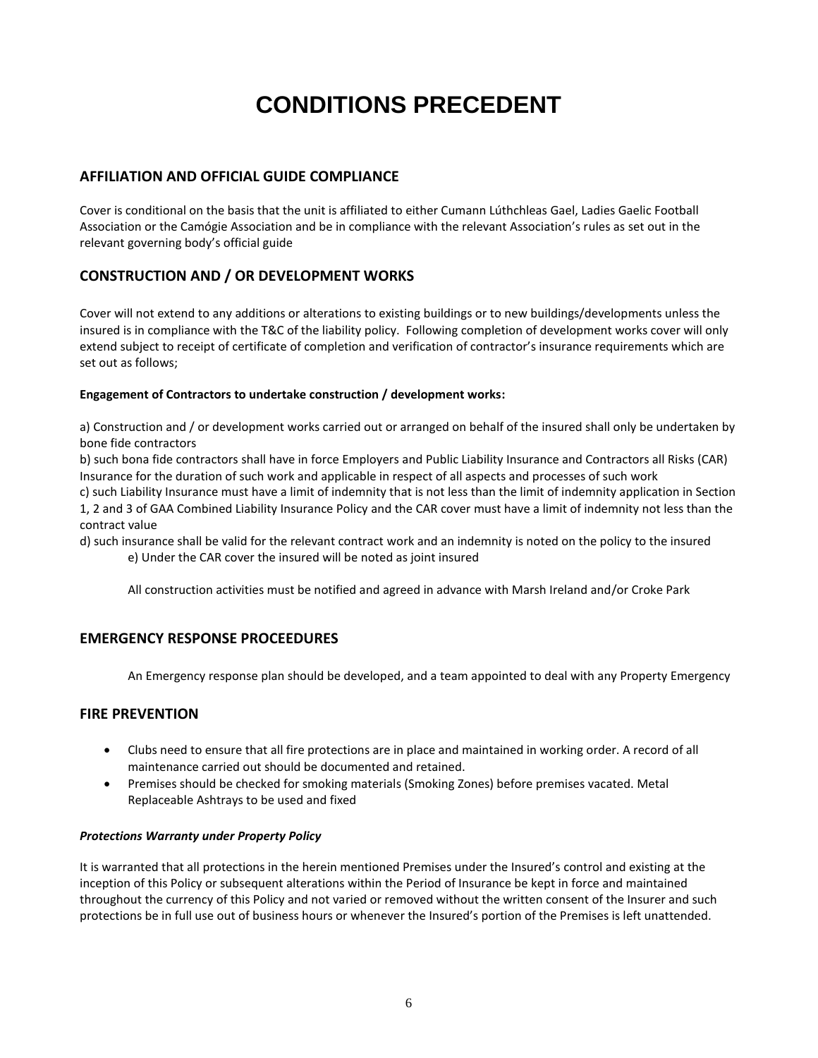# CONDITIONS PRECEDENT

## AFFILIATION AND OFFICIAL GUIDE COMPLIANCE

Cover is conditional on the basis that the unit is affiliated to either Cumann Lúthchleas Gael, Ladies Gaelic Football Association or the Camógie Association and be in compliance with the relevant Association's rules as set out in the relevant governing body's official guide

## CONSTRUCTION AND / OR DEVELOPMENT WORKS

Cover will not extend to any additions or alterations to existing buildings or to new buildings/developments unless the insured is in compliance with the T&C of the liability policy. Following completion of development works cover will only extend subject to receipt of certificate of completion and verification of contractor's insurance requirements which are set out as follows;

**Engagement of Contractors to undertake construction / development works:**

a) Construction and / or development works carried out or arranged on behalf of the insured shall only be undertaken by bone fide contractors

b) such bona fide contractors shall have in force Employers and Public Liability Insurance and Contractors all Risks (CAR) Insurance for the duration of such work and applicable in respect of all aspects and processes of such work

c) such Liability Insurance must have a limit of indemnity that is not less than the limit of indemnity application in Section 1, 2 and 3 of GAA Combined Liability Insurance Policy and the CAR cover must have a limit of indemnity not less than the contract value

d) such insurance shall be valid for the relevant contract work and an indemnity is noted on the policy to the insured

e) Under the CAR cover the insured will be noted as joint insured

All construction activities must be notified and agreed in advance with Marsh Ireland and/or Croke Park

## EMERGENCY RESPONSE PROCEEDURES

An Emergency response plan should be developed, and a team appointed to deal with any Property Emergency

## FIRE PREVENTION

- Clubs need to ensure that all fire protections are in place and maintained in working order. A record of all maintenance carried out should be documented and retained.
- Premises should be checked for smoking materials (Smoking Zones) before premises vacated. Metal Replaceable Ashtrays to be used and fixed

***Protections Warranty under Property Policy***

It is warranted that all protections in the herein mentioned Premises under the Insured's control and existing at the inception of this Policy or subsequent alterations within the Period of Insurance be kept in force and maintained throughout the currency of this Policy and not varied or removed without the written consent of the Insurer and such protections be in full use out of business hours or whenever the Insured's portion of the Premises is left unattended.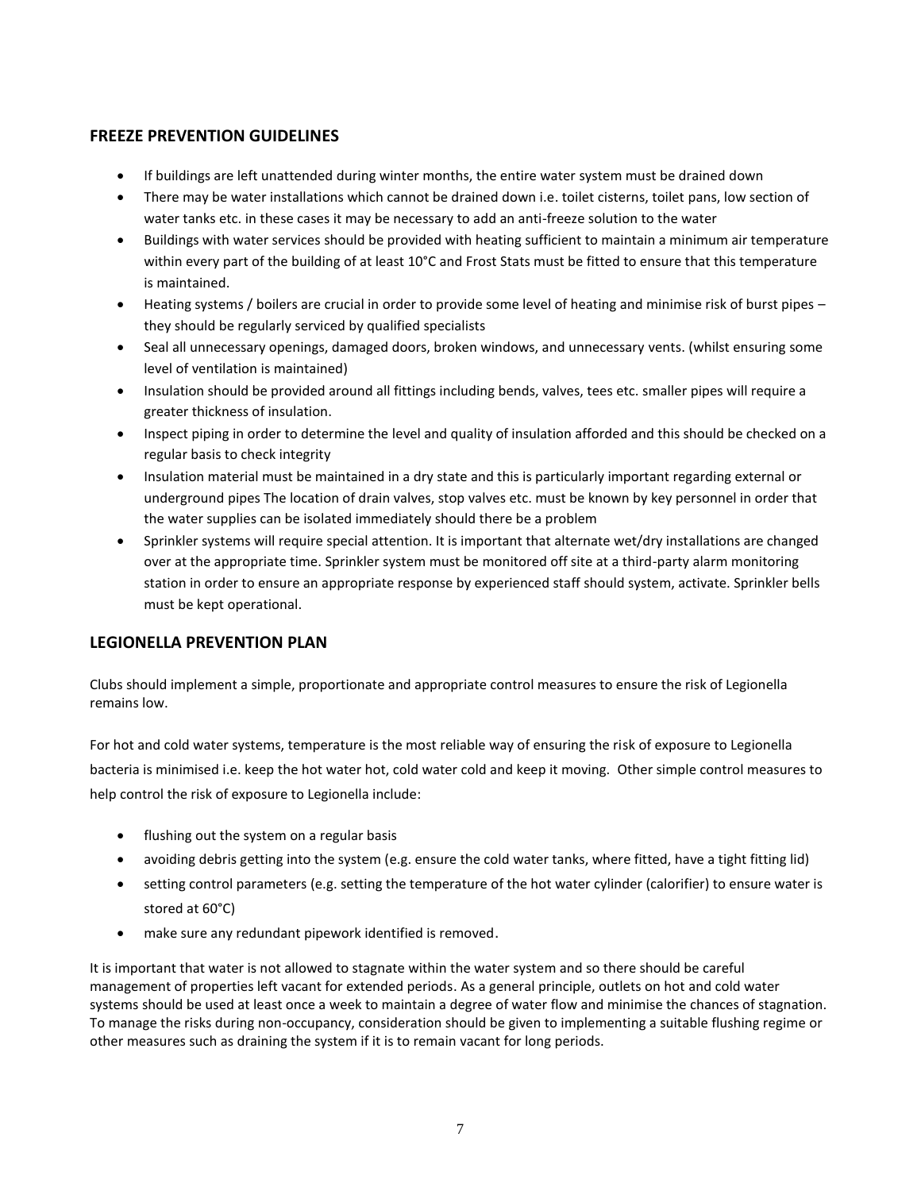## FREEZE PREVENTION GUIDELINES

- If buildings are left unattended during winter months, the entire water system must be drained down
- There may be water installations which cannot be drained down i.e. toilet cisterns, toilet pans, low section of water tanks etc. in these cases it may be necessary to add an anti-freeze solution to the water
- Buildings with water services should be provided with heating sufficient to maintain a minimum air temperature within every part of the building of at least 10°C and Frost Stats must be fitted to ensure that this temperature is maintained.
- Heating systems / boilers are crucial in order to provide some level of heating and minimise risk of burst pipes – they should be regularly serviced by qualified specialists
- Seal all unnecessary openings, damaged doors, broken windows, and unnecessary vents. (whilst ensuring some level of ventilation is maintained)
- Insulation should be provided around all fittings including bends, valves, tees etc. smaller pipes will require a greater thickness of insulation.
- Inspect piping in order to determine the level and quality of insulation afforded and this should be checked on a regular basis to check integrity
- Insulation material must be maintained in a dry state and this is particularly important regarding external or underground pipes The location of drain valves, stop valves etc. must be known by key personnel in order that the water supplies can be isolated immediately should there be a problem
- Sprinkler systems will require special attention. It is important that alternate wet/dry installations are changed over at the appropriate time. Sprinkler system must be monitored off site at a third-party alarm monitoring station in order to ensure an appropriate response by experienced staff should system, activate. Sprinkler bells must be kept operational.

## LEGIONELLA PREVENTION PLAN

Clubs should implement a simple, proportionate and appropriate control measures to ensure the risk of Legionella remains low.

For hot and cold water systems, temperature is the most reliable way of ensuring the risk of exposure to Legionella bacteria is minimised i.e. keep the hot water hot, cold water cold and keep it moving. Other simple control measures to help control the risk of exposure to Legionella include:

- flushing out the system on a regular basis
- avoiding debris getting into the system (e.g. ensure the cold water tanks, where fitted, have a tight fitting lid)
- setting control parameters (e.g. setting the temperature of the hot water cylinder (calorifier) to ensure water is stored at 60°C)
- make sure any redundant pipework identified is removed.

It is important that water is not allowed to stagnate within the water system and so there should be careful management of properties left vacant for extended periods. As a general principle, outlets on hot and cold water systems should be used at least once a week to maintain a degree of water flow and minimise the chances of stagnation. To manage the risks during non-occupancy, consideration should be given to implementing a suitable flushing regime or other measures such as draining the system if it is to remain vacant for long periods.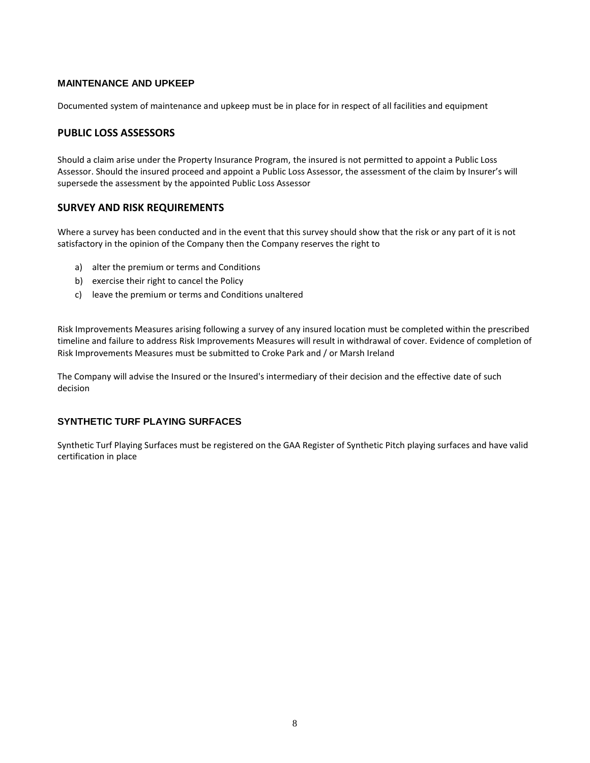## MAINTENANCE AND UPKEEP

Documented system of maintenance and upkeep must be in place for in respect of all facilities and equipment

## PUBLIC LOSS ASSESSORS

Should a claim arise under the Property Insurance Program, the insured is not permitted to appoint a Public Loss Assessor. Should the insured proceed and appoint a Public Loss Assessor, the assessment of the claim by Insurer's will supersede the assessment by the appointed Public Loss Assessor

## SURVEY AND RISK REQUIREMENTS

Where a survey has been conducted and in the event that this survey should show that the risk or any part of it is not satisfactory in the opinion of the Company then the Company reserves the right to

a) alter the premium or terms and Conditions
b) exercise their right to cancel the Policy
c) leave the premium or terms and Conditions unaltered

Risk Improvements Measures arising following a survey of any insured location must be completed within the prescribed timeline and failure to address Risk Improvements Measures will result in withdrawal of cover. Evidence of completion of Risk Improvements Measures must be submitted to Croke Park and / or Marsh Ireland

The Company will advise the Insured or the Insured's intermediary of their decision and the effective date of such decision

## SYNTHETIC TURF PLAYING SURFACES

Synthetic Turf Playing Surfaces must be registered on the GAA Register of Synthetic Pitch playing surfaces and have valid certification in place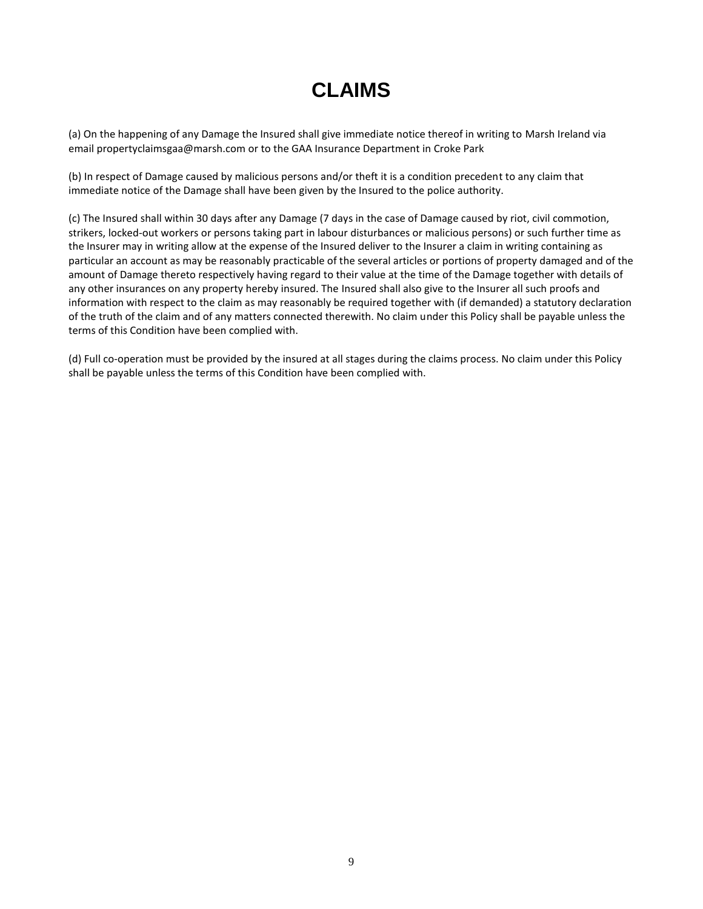# CLAIMS

(a) On the happening of any Damage the Insured shall give immediate notice thereof in writing to Marsh Ireland via email propertyclaimsgaa@marsh.com or to the GAA Insurance Department in Croke Park

(b) In respect of Damage caused by malicious persons and/or theft it is a condition precedent to any claim that immediate notice of the Damage shall have been given by the Insured to the police authority.

(c) The Insured shall within 30 days after any Damage (7 days in the case of Damage caused by riot, civil commotion, strikers, locked-out workers or persons taking part in labour disturbances or malicious persons) or such further time as the Insurer may in writing allow at the expense of the Insured deliver to the Insurer a claim in writing containing as particular an account as may be reasonably practicable of the several articles or portions of property damaged and of the amount of Damage thereto respectively having regard to their value at the time of the Damage together with details of any other insurances on any property hereby insured. The Insured shall also give to the Insurer all such proofs and information with respect to the claim as may reasonably be required together with (if demanded) a statutory declaration of the truth of the claim and of any matters connected therewith. No claim under this Policy shall be payable unless the terms of this Condition have been complied with.

(d) Full co-operation must be provided by the insured at all stages during the claims process. No claim under this Policy shall be payable unless the terms of this Condition have been complied with.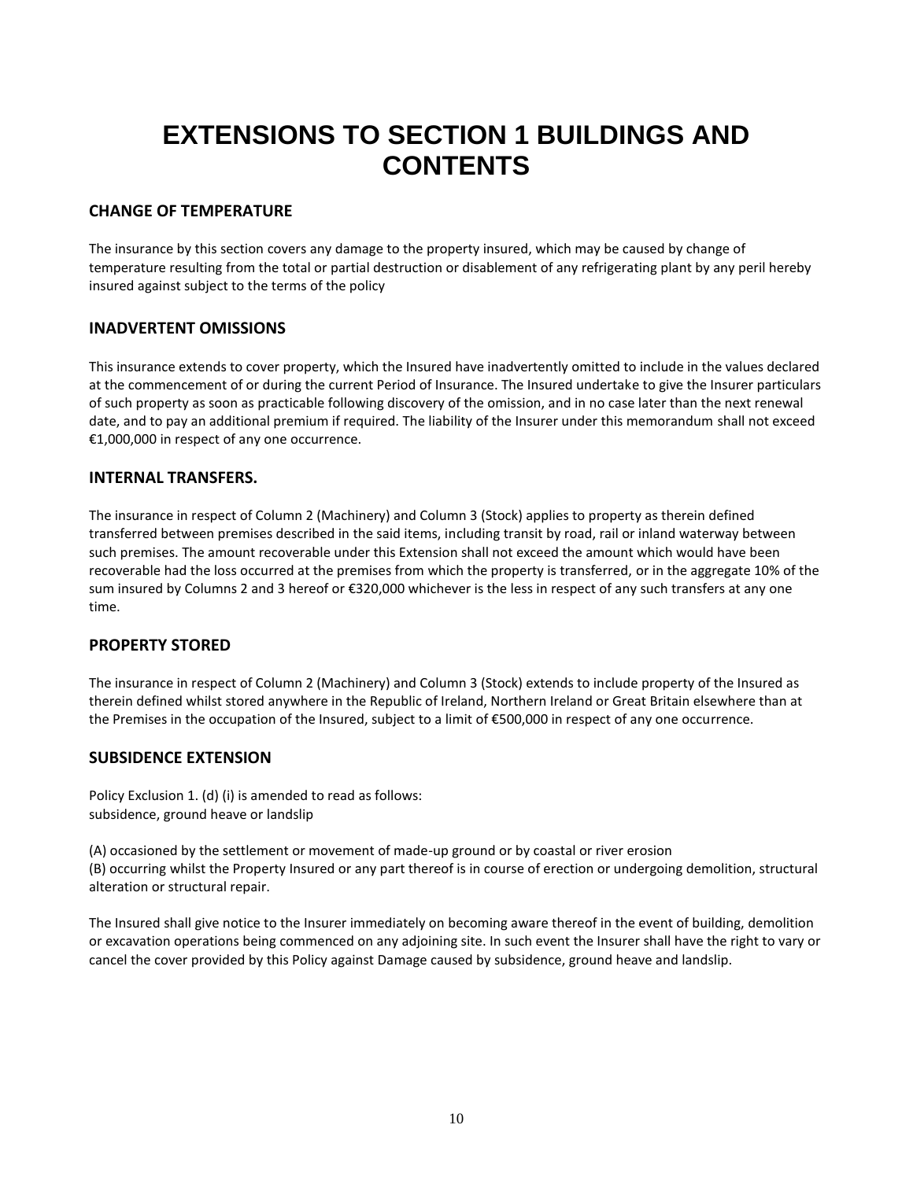# EXTENSIONS TO SECTION 1 BUILDINGS AND CONTENTS

## CHANGE OF TEMPERATURE

The insurance by this section covers any damage to the property insured, which may be caused by change of temperature resulting from the total or partial destruction or disablement of any refrigerating plant by any peril hereby insured against subject to the terms of the policy

## INADVERTENT OMISSIONS

This insurance extends to cover property, which the Insured have inadvertently omitted to include in the values declared at the commencement of or during the current Period of Insurance. The Insured undertake to give the Insurer particulars of such property as soon as practicable following discovery of the omission, and in no case later than the next renewal date, and to pay an additional premium if required. The liability of the Insurer under this memorandum shall not exceed €1,000,000 in respect of any one occurrence.

## INTERNAL TRANSFERS.

The insurance in respect of Column 2 (Machinery) and Column 3 (Stock) applies to property as therein defined transferred between premises described in the said items, including transit by road, rail or inland waterway between such premises. The amount recoverable under this Extension shall not exceed the amount which would have been recoverable had the loss occurred at the premises from which the property is transferred, or in the aggregate 10% of the sum insured by Columns 2 and 3 hereof or €320,000 whichever is the less in respect of any such transfers at any one time.

## PROPERTY STORED

The insurance in respect of Column 2 (Machinery) and Column 3 (Stock) extends to include property of the Insured as therein defined whilst stored anywhere in the Republic of Ireland, Northern Ireland or Great Britain elsewhere than at the Premises in the occupation of the Insured, subject to a limit of €500,000 in respect of any one occurrence.

## SUBSIDENCE EXTENSION

Policy Exclusion 1. (d) (i) is amended to read as follows:
subsidence, ground heave or landslip

(A) occasioned by the settlement or movement of made-up ground or by coastal or river erosion
(B) occurring whilst the Property Insured or any part thereof is in course of erection or undergoing demolition, structural alteration or structural repair.

The Insured shall give notice to the Insurer immediately on becoming aware thereof in the event of building, demolition or excavation operations being commenced on any adjoining site. In such event the Insurer shall have the right to vary or cancel the cover provided by this Policy against Damage caused by subsidence, ground heave and landslip.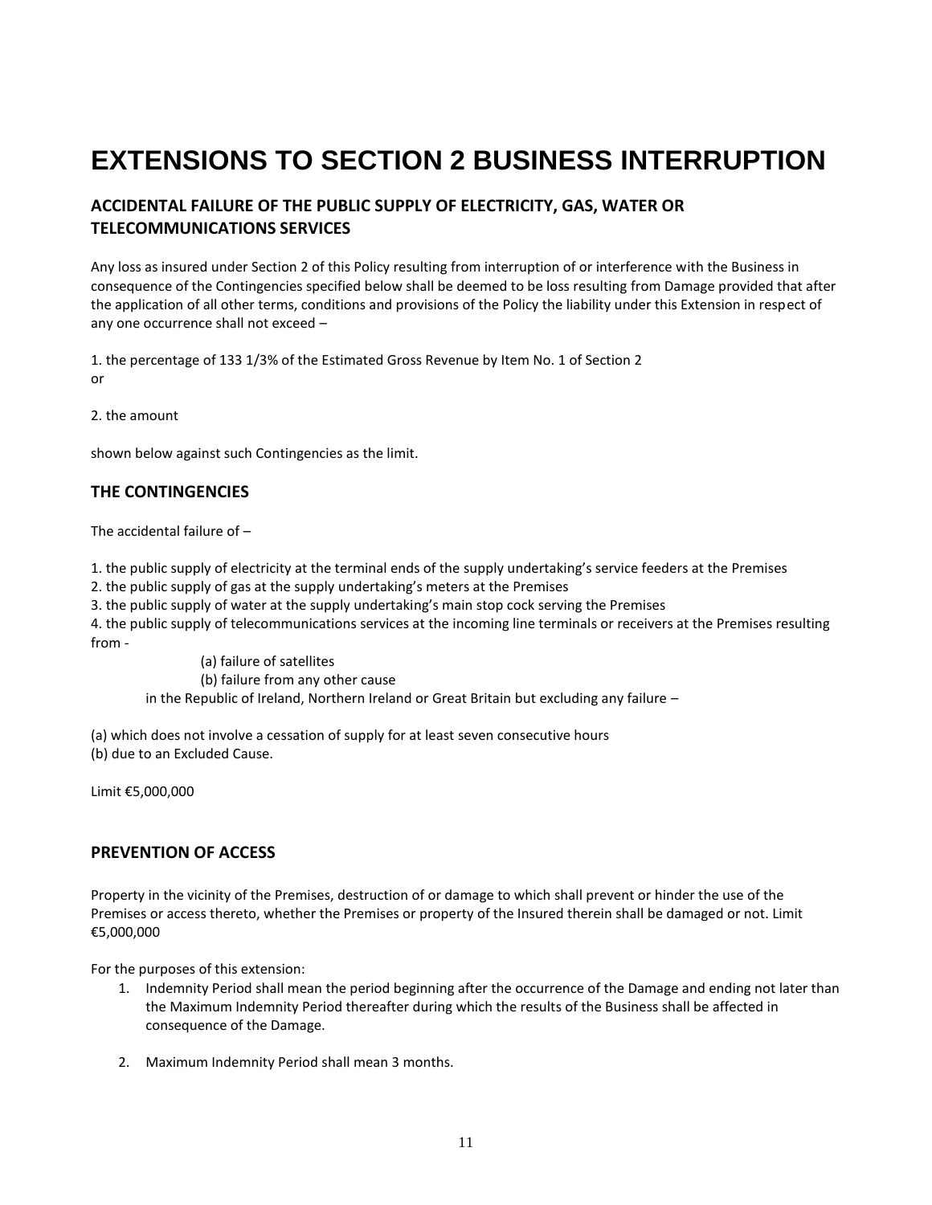# EXTENSIONS TO SECTION 2 BUSINESS INTERRUPTION

## ACCIDENTAL FAILURE OF THE PUBLIC SUPPLY OF ELECTRICITY, GAS, WATER OR TELECOMMUNICATIONS SERVICES

Any loss as insured under Section 2 of this Policy resulting from interruption of or interference with the Business in consequence of the Contingencies specified below shall be deemed to be loss resulting from Damage provided that after the application of all other terms, conditions and provisions of the Policy the liability under this Extension in respect of any one occurrence shall not exceed –

1. the percentage of 133 1/3% of the Estimated Gross Revenue by Item No. 1 of Section 2

or

2. the amount

shown below against such Contingencies as the limit.

## THE CONTINGENCIES

The accidental failure of –

1. the public supply of electricity at the terminal ends of the supply undertaking's service feeders at the Premises
2. the public supply of gas at the supply undertaking's meters at the Premises
3. the public supply of water at the supply undertaking's main stop cock serving the Premises
4. the public supply of telecommunications services at the incoming line terminals or receivers at the Premises resulting from -
   - (a) failure of satellites
   - (b) failure from any other cause

   in the Republic of Ireland, Northern Ireland or Great Britain but excluding any failure –

(a) which does not involve a cessation of supply for at least seven consecutive hours
(b) due to an Excluded Cause.

Limit €5,000,000

## PREVENTION OF ACCESS

Property in the vicinity of the Premises, destruction of or damage to which shall prevent or hinder the use of the Premises or access thereto, whether the Premises or property of the Insured therein shall be damaged or not. Limit €5,000,000

For the purposes of this extension:

1. Indemnity Period shall mean the period beginning after the occurrence of the Damage and ending not later than the Maximum Indemnity Period thereafter during which the results of the Business shall be affected in consequence of the Damage.
2. Maximum Indemnity Period shall mean 3 months.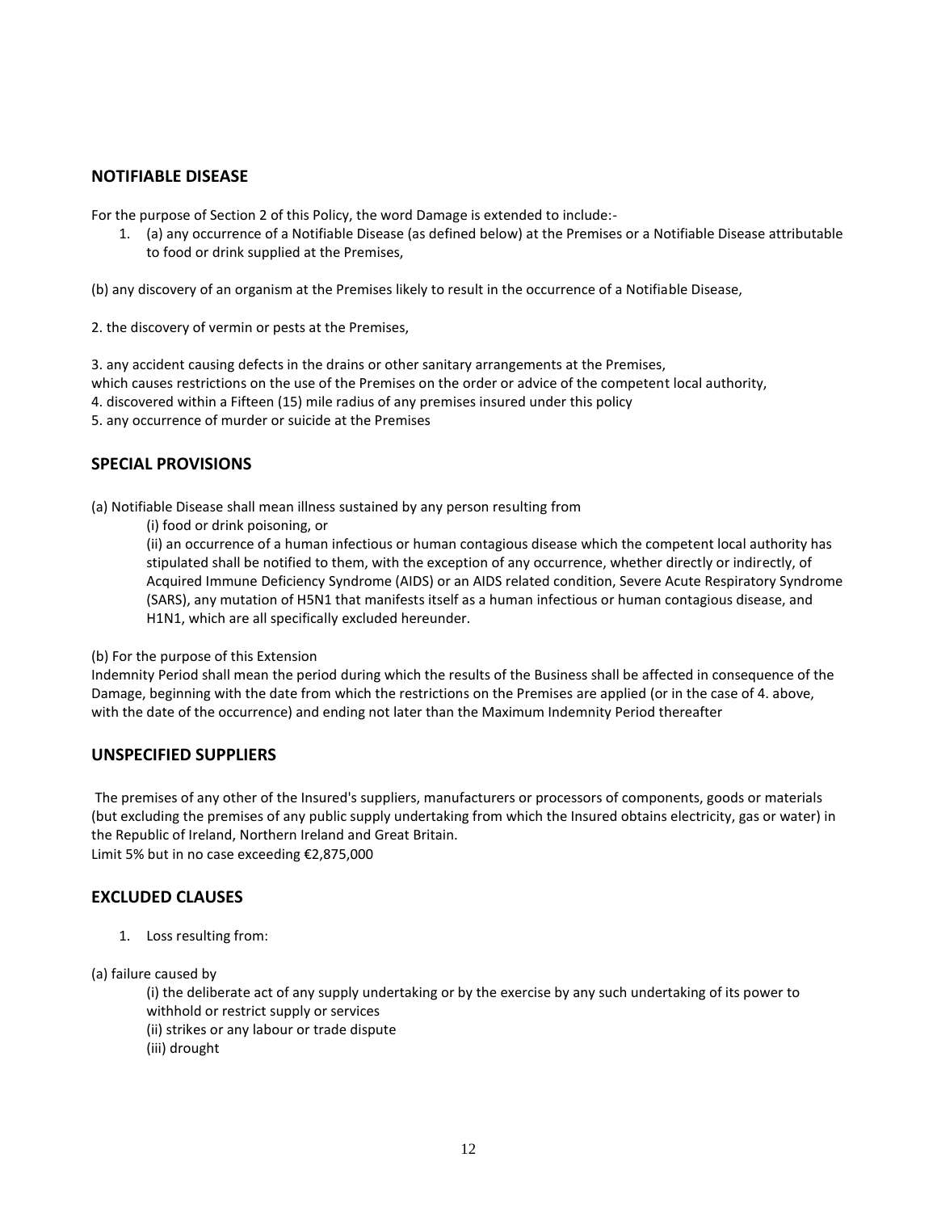## NOTIFIABLE DISEASE

For the purpose of Section 2 of this Policy, the word Damage is extended to include:-

1. (a) any occurrence of a Notifiable Disease (as defined below) at the Premises or a Notifiable Disease attributable to food or drink supplied at the Premises,

(b) any discovery of an organism at the Premises likely to result in the occurrence of a Notifiable Disease,

2. the discovery of vermin or pests at the Premises,

3. any accident causing defects in the drains or other sanitary arrangements at the Premises,
which causes restrictions on the use of the Premises on the order or advice of the competent local authority,
4. discovered within a Fifteen (15) mile radius of any premises insured under this policy
5. any occurrence of murder or suicide at the Premises

## SPECIAL PROVISIONS

(a) Notifiable Disease shall mean illness sustained by any person resulting from

(i) food or drink poisoning, or

(ii) an occurrence of a human infectious or human contagious disease which the competent local authority has stipulated shall be notified to them, with the exception of any occurrence, whether directly or indirectly, of Acquired Immune Deficiency Syndrome (AIDS) or an AIDS related condition, Severe Acute Respiratory Syndrome (SARS), any mutation of H5N1 that manifests itself as a human infectious or human contagious disease, and H1N1, which are all specifically excluded hereunder.

(b) For the purpose of this Extension
Indemnity Period shall mean the period during which the results of the Business shall be affected in consequence of the Damage, beginning with the date from which the restrictions on the Premises are applied (or in the case of 4. above, with the date of the occurrence) and ending not later than the Maximum Indemnity Period thereafter

## UNSPECIFIED SUPPLIERS

The premises of any other of the Insured's suppliers, manufacturers or processors of components, goods or materials (but excluding the premises of any public supply undertaking from which the Insured obtains electricity, gas or water) in the Republic of Ireland, Northern Ireland and Great Britain.
Limit 5% but in no case exceeding €2,875,000

## EXCLUDED CLAUSES

1. Loss resulting from:

(a) failure caused by

(i) the deliberate act of any supply undertaking or by the exercise by any such undertaking of its power to withhold or restrict supply or services
(ii) strikes or any labour or trade dispute
(iii) drought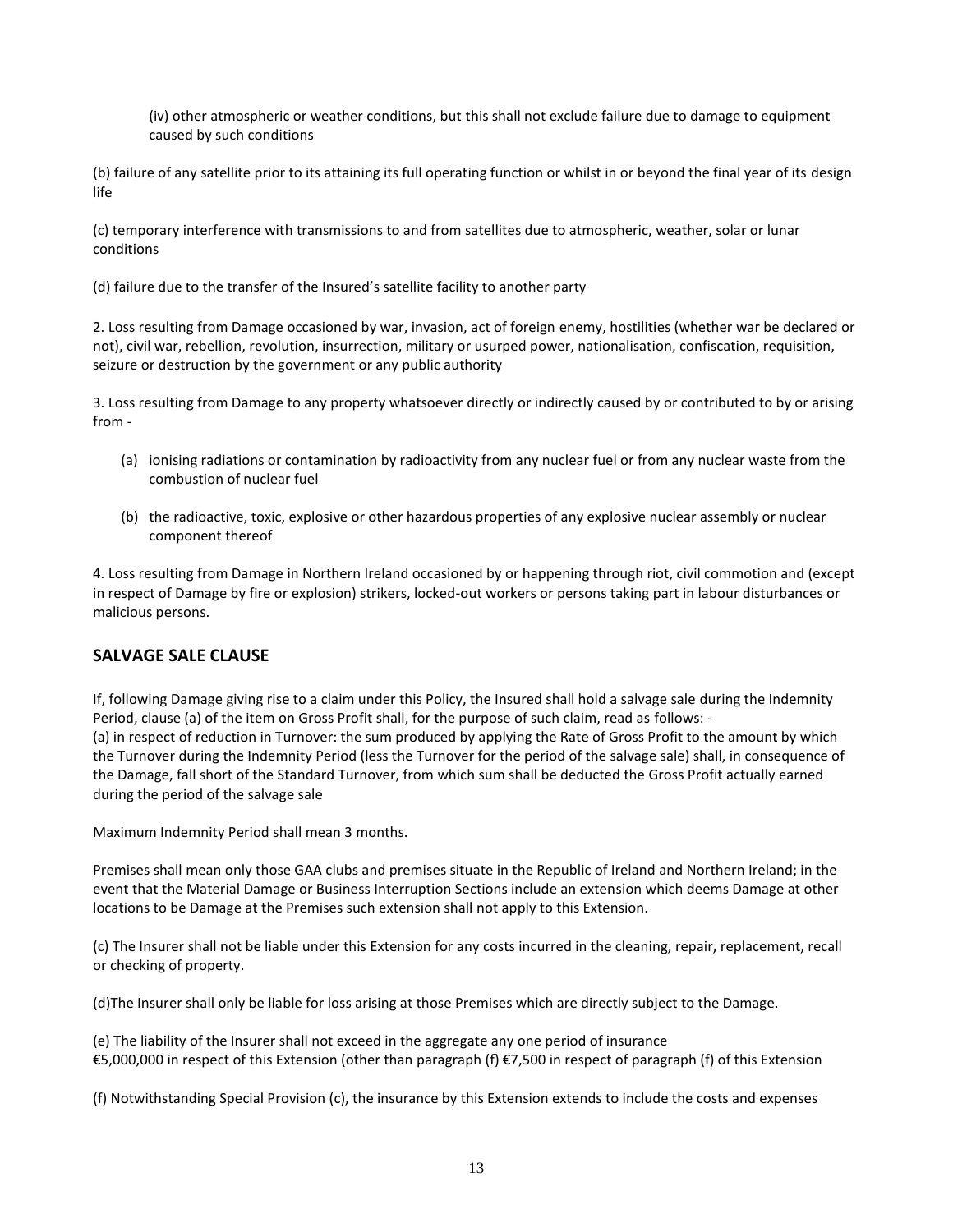(iv) other atmospheric or weather conditions, but this shall not exclude failure due to damage to equipment caused by such conditions

(b) failure of any satellite prior to its attaining its full operating function or whilst in or beyond the final year of its design life

(c) temporary interference with transmissions to and from satellites due to atmospheric, weather, solar or lunar conditions

(d) failure due to the transfer of the Insured's satellite facility to another party

2. Loss resulting from Damage occasioned by war, invasion, act of foreign enemy, hostilities (whether war be declared or not), civil war, rebellion, revolution, insurrection, military or usurped power, nationalisation, confiscation, requisition, seizure or destruction by the government or any public authority

3. Loss resulting from Damage to any property whatsoever directly or indirectly caused by or contributed to by or arising from -

(a) ionising radiations or contamination by radioactivity from any nuclear fuel or from any nuclear waste from the combustion of nuclear fuel

(b) the radioactive, toxic, explosive or other hazardous properties of any explosive nuclear assembly or nuclear component thereof

4. Loss resulting from Damage in Northern Ireland occasioned by or happening through riot, civil commotion and (except in respect of Damage by fire or explosion) strikers, locked-out workers or persons taking part in labour disturbances or malicious persons.

## SALVAGE SALE CLAUSE

If, following Damage giving rise to a claim under this Policy, the Insured shall hold a salvage sale during the Indemnity Period, clause (a) of the item on Gross Profit shall, for the purpose of such claim, read as follows: -
(a) in respect of reduction in Turnover: the sum produced by applying the Rate of Gross Profit to the amount by which the Turnover during the Indemnity Period (less the Turnover for the period of the salvage sale) shall, in consequence of the Damage, fall short of the Standard Turnover, from which sum shall be deducted the Gross Profit actually earned during the period of the salvage sale

Maximum Indemnity Period shall mean 3 months.

Premises shall mean only those GAA clubs and premises situate in the Republic of Ireland and Northern Ireland; in the event that the Material Damage or Business Interruption Sections include an extension which deems Damage at other locations to be Damage at the Premises such extension shall not apply to this Extension.

(c) The Insurer shall not be liable under this Extension for any costs incurred in the cleaning, repair, replacement, recall or checking of property.

(d)The Insurer shall only be liable for loss arising at those Premises which are directly subject to the Damage.

(e) The liability of the Insurer shall not exceed in the aggregate any one period of insurance
€5,000,000 in respect of this Extension (other than paragraph (f) €7,500 in respect of paragraph (f) of this Extension

(f) Notwithstanding Special Provision (c), the insurance by this Extension extends to include the costs and expenses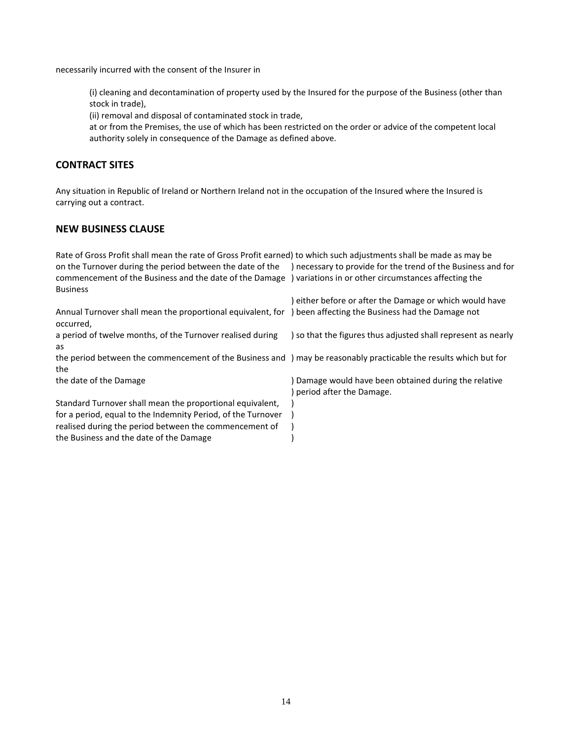necessarily incurred with the consent of the Insurer in

(i) cleaning and decontamination of property used by the Insured for the purpose of the Business (other than stock in trade),
(ii) removal and disposal of contaminated stock in trade,
at or from the Premises, the use of which has been restricted on the order or advice of the competent local authority solely in consequence of the Damage as defined above.

## CONTRACT SITES

Any situation in Republic of Ireland or Northern Ireland not in the occupation of the Insured where the Insured is carrying out a contract.

## NEW BUSINESS CLAUSE

| | |
|---|---|
| Rate of Gross Profit shall mean the rate of Gross Profit earned on the Turnover during the period between the date of the commencement of the Business and the date of the Damage | ) to which such adjustments shall be made as may be ) necessary to provide for the trend of the Business and for ) variations in or other circumstances affecting the Business ) either before or after the Damage or which would have |
| Annual Turnover shall mean the proportional equivalent, for a period of twelve months, of the Turnover realised during the period between the commencement of the Business and the date of the Damage | ) been affecting the Business had the Damage not occurred, ) so that the figures thus adjusted shall represent as nearly as ) may be reasonably practicable the results which but for the ) Damage would have been obtained during the relative ) period after the Damage. |
| Standard Turnover shall mean the proportional equivalent, for a period, equal to the Indemnity Period, of the Turnover realised during the period between the commencement of the Business and the date of the Damage | ) ) ) ) |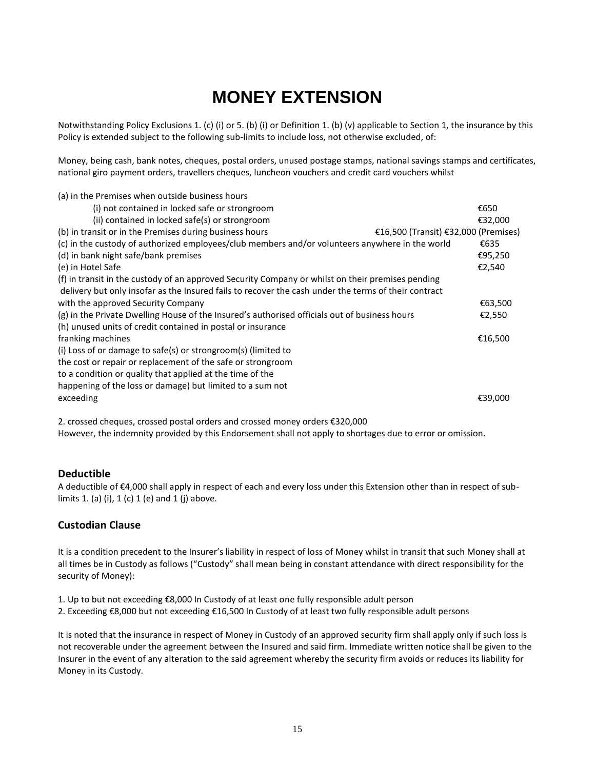# MONEY EXTENSION

Notwithstanding Policy Exclusions 1. (c) (i) or 5. (b) (i) or Definition 1. (b) (v) applicable to Section 1, the insurance by this Policy is extended subject to the following sub-limits to include loss, not otherwise excluded, of:

Money, being cash, bank notes, cheques, postal orders, unused postage stamps, national savings stamps and certificates, national giro payment orders, travellers cheques, luncheon vouchers and credit card vouchers whilst

| | |
|---|---|
| (a) in the Premises when outside business hours | |
| (i) not contained in locked safe or strongroom | €650 |
| (ii) contained in locked safe(s) or strongroom | €32,000 |
| (b) in transit or in the Premises during business hours | €16,500 (Transit) €32,000 (Premises) |
| (c) in the custody of authorized employees/club members and/or volunteers anywhere in the world | €635 |
| (d) in bank night safe/bank premises | €95,250 |
| (e) in Hotel Safe | €2,540 |
| (f) in transit in the custody of an approved Security Company or whilst on their premises pending delivery but only insofar as the Insured fails to recover the cash under the terms of their contract with the approved Security Company | €63,500 |
| (g) in the Private Dwelling House of the Insured's authorised officials out of business hours | €2,550 |
| (h) unused units of credit contained in postal or insurance franking machines | €16,500 |
| (i) Loss of or damage to safe(s) or strongroom(s) (limited to the cost or repair or replacement of the safe or strongroom to a condition or quality that applied at the time of the happening of the loss or damage) but limited to a sum not exceeding | €39,000 |

2. crossed cheques, crossed postal orders and crossed money orders €320,000

However, the indemnity provided by this Endorsement shall not apply to shortages due to error or omission.

### Deductible

A deductible of €4,000 shall apply in respect of each and every loss under this Extension other than in respect of sub-limits 1. (a) (i), 1 (c) 1 (e) and 1 (j) above.

### Custodian Clause

It is a condition precedent to the Insurer's liability in respect of loss of Money whilst in transit that such Money shall at all times be in Custody as follows ("Custody" shall mean being in constant attendance with direct responsibility for the security of Money):

1. Up to but not exceeding €8,000 In Custody of at least one fully responsible adult person
2. Exceeding €8,000 but not exceeding €16,500 In Custody of at least two fully responsible adult persons

It is noted that the insurance in respect of Money in Custody of an approved security firm shall apply only if such loss is not recoverable under the agreement between the Insured and said firm. Immediate written notice shall be given to the Insurer in the event of any alteration to the said agreement whereby the security firm avoids or reduces its liability for Money in its Custody.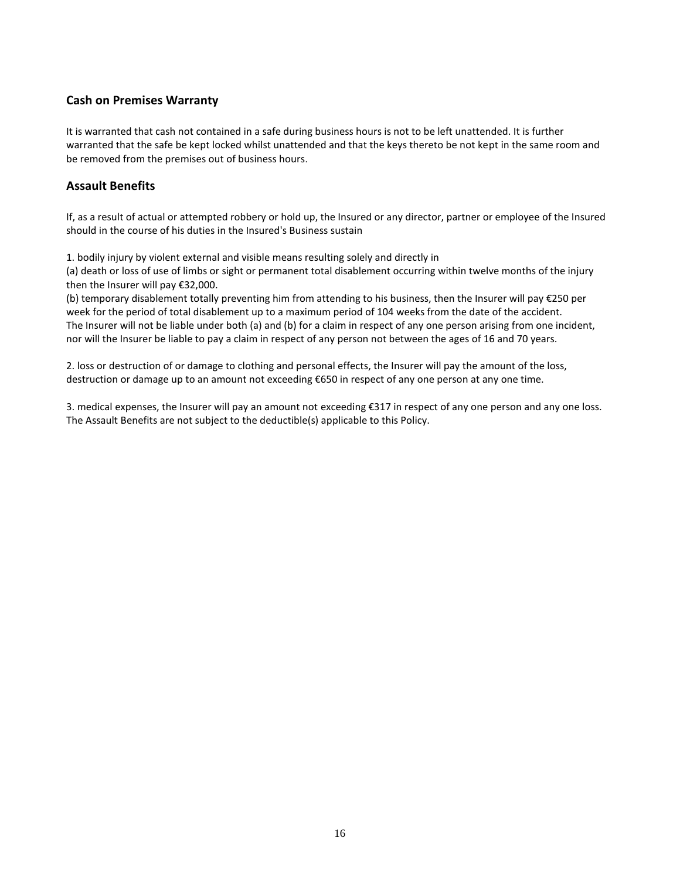## Cash on Premises Warranty

It is warranted that cash not contained in a safe during business hours is not to be left unattended. It is further warranted that the safe be kept locked whilst unattended and that the keys thereto be not kept in the same room and be removed from the premises out of business hours.

## Assault Benefits

If, as a result of actual or attempted robbery or hold up, the Insured or any director, partner or employee of the Insured should in the course of his duties in the Insured's Business sustain

1. bodily injury by violent external and visible means resulting solely and directly in
(a) death or loss of use of limbs or sight or permanent total disablement occurring within twelve months of the injury then the Insurer will pay €32,000.
(b) temporary disablement totally preventing him from attending to his business, then the Insurer will pay €250 per week for the period of total disablement up to a maximum period of 104 weeks from the date of the accident.
The Insurer will not be liable under both (a) and (b) for a claim in respect of any one person arising from one incident, nor will the Insurer be liable to pay a claim in respect of any person not between the ages of 16 and 70 years.

2. loss or destruction of or damage to clothing and personal effects, the Insurer will pay the amount of the loss, destruction or damage up to an amount not exceeding €650 in respect of any one person at any one time.

3. medical expenses, the Insurer will pay an amount not exceeding €317 in respect of any one person and any one loss.
The Assault Benefits are not subject to the deductible(s) applicable to this Policy.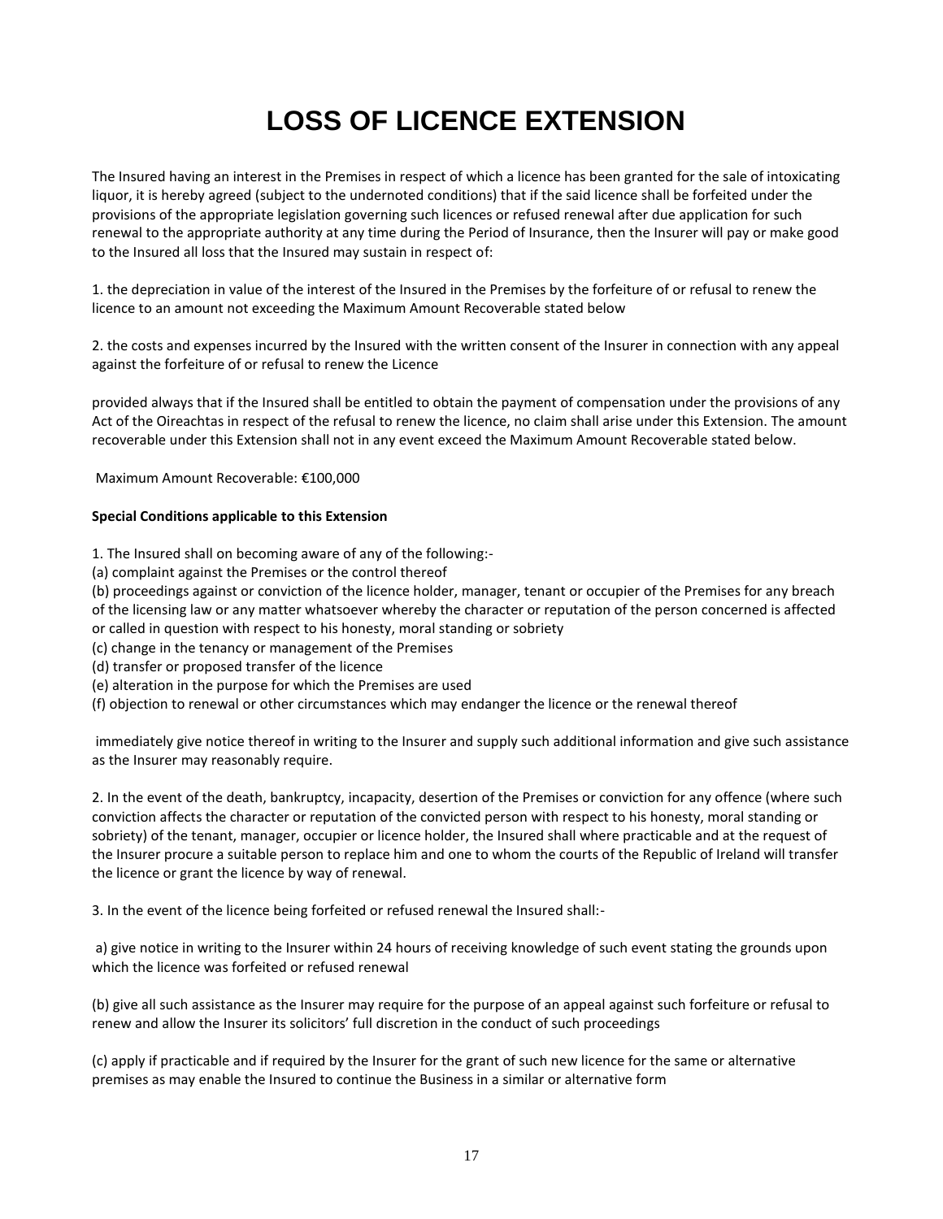# LOSS OF LICENCE EXTENSION

The Insured having an interest in the Premises in respect of which a licence has been granted for the sale of intoxicating liquor, it is hereby agreed (subject to the undernoted conditions) that if the said licence shall be forfeited under the provisions of the appropriate legislation governing such licences or refused renewal after due application for such renewal to the appropriate authority at any time during the Period of Insurance, then the Insurer will pay or make good to the Insured all loss that the Insured may sustain in respect of:

1. the depreciation in value of the interest of the Insured in the Premises by the forfeiture of or refusal to renew the licence to an amount not exceeding the Maximum Amount Recoverable stated below

2. the costs and expenses incurred by the Insured with the written consent of the Insurer in connection with any appeal against the forfeiture of or refusal to renew the Licence

provided always that if the Insured shall be entitled to obtain the payment of compensation under the provisions of any Act of the Oireachtas in respect of the refusal to renew the licence, no claim shall arise under this Extension. The amount recoverable under this Extension shall not in any event exceed the Maximum Amount Recoverable stated below.

Maximum Amount Recoverable: €100,000

**Special Conditions applicable to this Extension**

1. The Insured shall on becoming aware of any of the following:-
(a) complaint against the Premises or the control thereof
(b) proceedings against or conviction of the licence holder, manager, tenant or occupier of the Premises for any breach of the licensing law or any matter whatsoever whereby the character or reputation of the person concerned is affected or called in question with respect to his honesty, moral standing or sobriety
(c) change in the tenancy or management of the Premises
(d) transfer or proposed transfer of the licence
(e) alteration in the purpose for which the Premises are used
(f) objection to renewal or other circumstances which may endanger the licence or the renewal thereof

immediately give notice thereof in writing to the Insurer and supply such additional information and give such assistance as the Insurer may reasonably require.

2. In the event of the death, bankruptcy, incapacity, desertion of the Premises or conviction for any offence (where such conviction affects the character or reputation of the convicted person with respect to his honesty, moral standing or sobriety) of the tenant, manager, occupier or licence holder, the Insured shall where practicable and at the request of the Insurer procure a suitable person to replace him and one to whom the courts of the Republic of Ireland will transfer the licence or grant the licence by way of renewal.

3. In the event of the licence being forfeited or refused renewal the Insured shall:-

a) give notice in writing to the Insurer within 24 hours of receiving knowledge of such event stating the grounds upon which the licence was forfeited or refused renewal

(b) give all such assistance as the Insurer may require for the purpose of an appeal against such forfeiture or refusal to renew and allow the Insurer its solicitors' full discretion in the conduct of such proceedings

(c) apply if practicable and if required by the Insurer for the grant of such new licence for the same or alternative premises as may enable the Insured to continue the Business in a similar or alternative form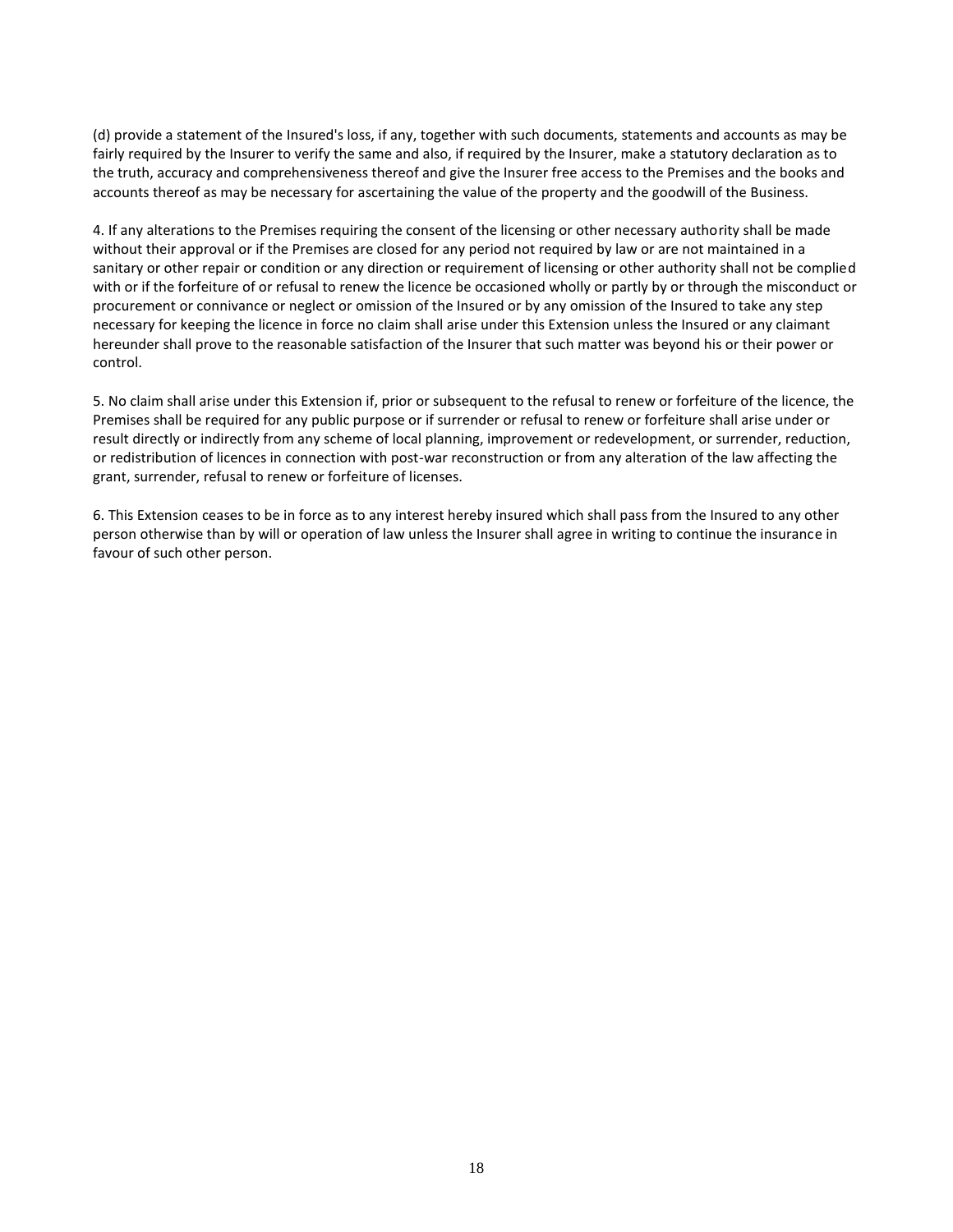(d) provide a statement of the Insured's loss, if any, together with such documents, statements and accounts as may be fairly required by the Insurer to verify the same and also, if required by the Insurer, make a statutory declaration as to the truth, accuracy and comprehensiveness thereof and give the Insurer free access to the Premises and the books and accounts thereof as may be necessary for ascertaining the value of the property and the goodwill of the Business.

4. If any alterations to the Premises requiring the consent of the licensing or other necessary authority shall be made without their approval or if the Premises are closed for any period not required by law or are not maintained in a sanitary or other repair or condition or any direction or requirement of licensing or other authority shall not be complied with or if the forfeiture of or refusal to renew the licence be occasioned wholly or partly by or through the misconduct or procurement or connivance or neglect or omission of the Insured or by any omission of the Insured to take any step necessary for keeping the licence in force no claim shall arise under this Extension unless the Insured or any claimant hereunder shall prove to the reasonable satisfaction of the Insurer that such matter was beyond his or their power or control.

5. No claim shall arise under this Extension if, prior or subsequent to the refusal to renew or forfeiture of the licence, the Premises shall be required for any public purpose or if surrender or refusal to renew or forfeiture shall arise under or result directly or indirectly from any scheme of local planning, improvement or redevelopment, or surrender, reduction, or redistribution of licences in connection with post-war reconstruction or from any alteration of the law affecting the grant, surrender, refusal to renew or forfeiture of licenses.

6. This Extension ceases to be in force as to any interest hereby insured which shall pass from the Insured to any other person otherwise than by will or operation of law unless the Insurer shall agree in writing to continue the insurance in favour of such other person.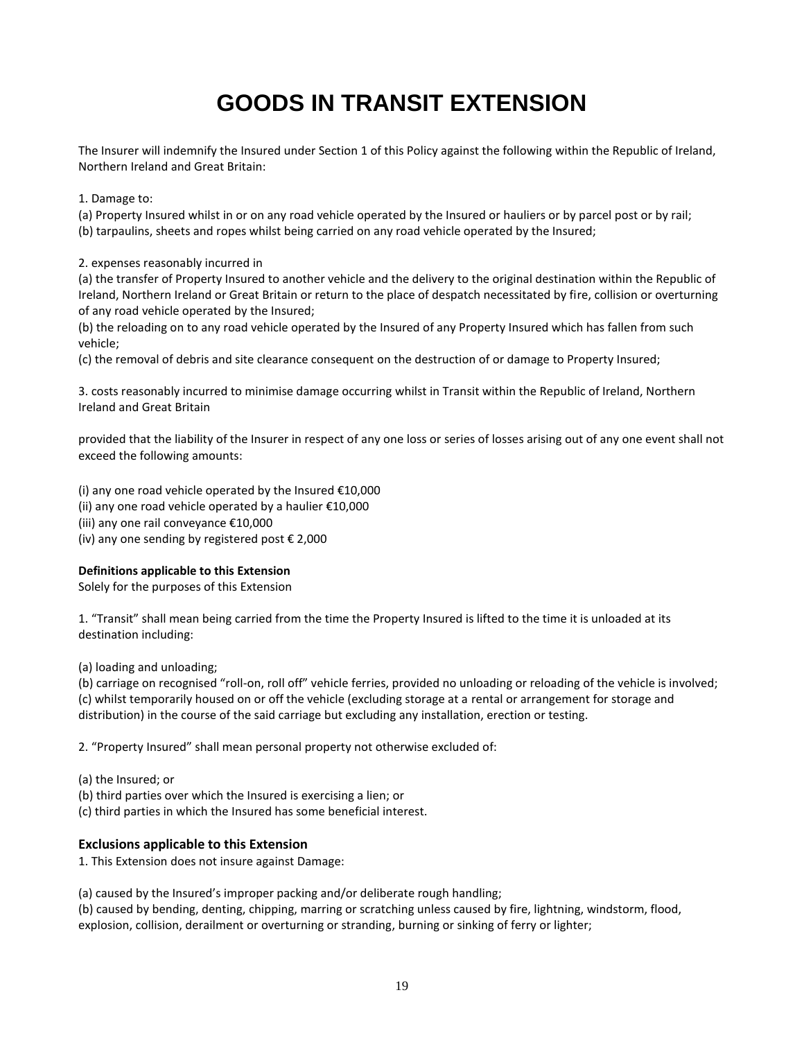# GOODS IN TRANSIT EXTENSION

The Insurer will indemnify the Insured under Section 1 of this Policy against the following within the Republic of Ireland, Northern Ireland and Great Britain:

1. Damage to:

(a) Property Insured whilst in or on any road vehicle operated by the Insured or hauliers or by parcel post or by rail;
(b) tarpaulins, sheets and ropes whilst being carried on any road vehicle operated by the Insured;

2. expenses reasonably incurred in

(a) the transfer of Property Insured to another vehicle and the delivery to the original destination within the Republic of Ireland, Northern Ireland or Great Britain or return to the place of despatch necessitated by fire, collision or overturning of any road vehicle operated by the Insured;
(b) the reloading on to any road vehicle operated by the Insured of any Property Insured which has fallen from such vehicle;
(c) the removal of debris and site clearance consequent on the destruction of or damage to Property Insured;

3. costs reasonably incurred to minimise damage occurring whilst in Transit within the Republic of Ireland, Northern Ireland and Great Britain

provided that the liability of the Insurer in respect of any one loss or series of losses arising out of any one event shall not exceed the following amounts:

(i) any one road vehicle operated by the Insured €10,000
(ii) any one road vehicle operated by a haulier €10,000
(iii) any one rail conveyance €10,000
(iv) any one sending by registered post € 2,000

**Definitions applicable to this Extension**
Solely for the purposes of this Extension

1. "Transit" shall mean being carried from the time the Property Insured is lifted to the time it is unloaded at its destination including:

(a) loading and unloading;
(b) carriage on recognised "roll-on, roll off" vehicle ferries, provided no unloading or reloading of the vehicle is involved;
(c) whilst temporarily housed on or off the vehicle (excluding storage at a rental or arrangement for storage and distribution) in the course of the said carriage but excluding any installation, erection or testing.

2. "Property Insured" shall mean personal property not otherwise excluded of:

(a) the Insured; or
(b) third parties over which the Insured is exercising a lien; or
(c) third parties in which the Insured has some beneficial interest.

### Exclusions applicable to this Extension

1. This Extension does not insure against Damage:

(a) caused by the Insured's improper packing and/or deliberate rough handling;
(b) caused by bending, denting, chipping, marring or scratching unless caused by fire, lightning, windstorm, flood, explosion, collision, derailment or overturning or stranding, burning or sinking of ferry or lighter;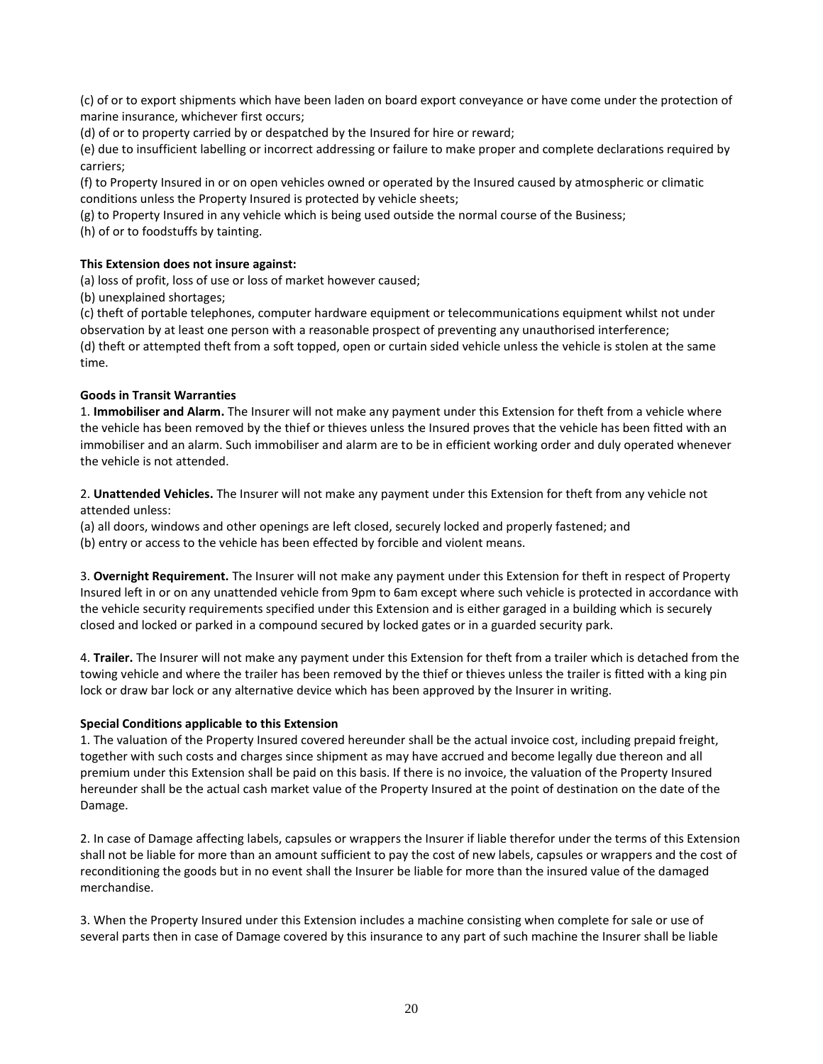(c) of or to export shipments which have been laden on board export conveyance or have come under the protection of marine insurance, whichever first occurs;

(d) of or to property carried by or despatched by the Insured for hire or reward;

(e) due to insufficient labelling or incorrect addressing or failure to make proper and complete declarations required by carriers;

(f) to Property Insured in or on open vehicles owned or operated by the Insured caused by atmospheric or climatic conditions unless the Property Insured is protected by vehicle sheets;

(g) to Property Insured in any vehicle which is being used outside the normal course of the Business;

(h) of or to foodstuffs by tainting.

**This Extension does not insure against:**

(a) loss of profit, loss of use or loss of market however caused;

(b) unexplained shortages;

(c) theft of portable telephones, computer hardware equipment or telecommunications equipment whilst not under observation by at least one person with a reasonable prospect of preventing any unauthorised interference;

(d) theft or attempted theft from a soft topped, open or curtain sided vehicle unless the vehicle is stolen at the same time.

**Goods in Transit Warranties**

1. **Immobiliser and Alarm.** The Insurer will not make any payment under this Extension for theft from a vehicle where the vehicle has been removed by the thief or thieves unless the Insured proves that the vehicle has been fitted with an immobiliser and an alarm. Such immobiliser and alarm are to be in efficient working order and duly operated whenever the vehicle is not attended.

2. **Unattended Vehicles.** The Insurer will not make any payment under this Extension for theft from any vehicle not attended unless:

(a) all doors, windows and other openings are left closed, securely locked and properly fastened; and

(b) entry or access to the vehicle has been effected by forcible and violent means.

3. **Overnight Requirement.** The Insurer will not make any payment under this Extension for theft in respect of Property Insured left in or on any unattended vehicle from 9pm to 6am except where such vehicle is protected in accordance with the vehicle security requirements specified under this Extension and is either garaged in a building which is securely closed and locked or parked in a compound secured by locked gates or in a guarded security park.

4. **Trailer.** The Insurer will not make any payment under this Extension for theft from a trailer which is detached from the towing vehicle and where the trailer has been removed by the thief or thieves unless the trailer is fitted with a king pin lock or draw bar lock or any alternative device which has been approved by the Insurer in writing.

**Special Conditions applicable to this Extension**

1. The valuation of the Property Insured covered hereunder shall be the actual invoice cost, including prepaid freight, together with such costs and charges since shipment as may have accrued and become legally due thereon and all premium under this Extension shall be paid on this basis. If there is no invoice, the valuation of the Property Insured hereunder shall be the actual cash market value of the Property Insured at the point of destination on the date of the Damage.

2. In case of Damage affecting labels, capsules or wrappers the Insurer if liable therefor under the terms of this Extension shall not be liable for more than an amount sufficient to pay the cost of new labels, capsules or wrappers and the cost of reconditioning the goods but in no event shall the Insurer be liable for more than the insured value of the damaged merchandise.

3. When the Property Insured under this Extension includes a machine consisting when complete for sale or use of several parts then in case of Damage covered by this insurance to any part of such machine the Insurer shall be liable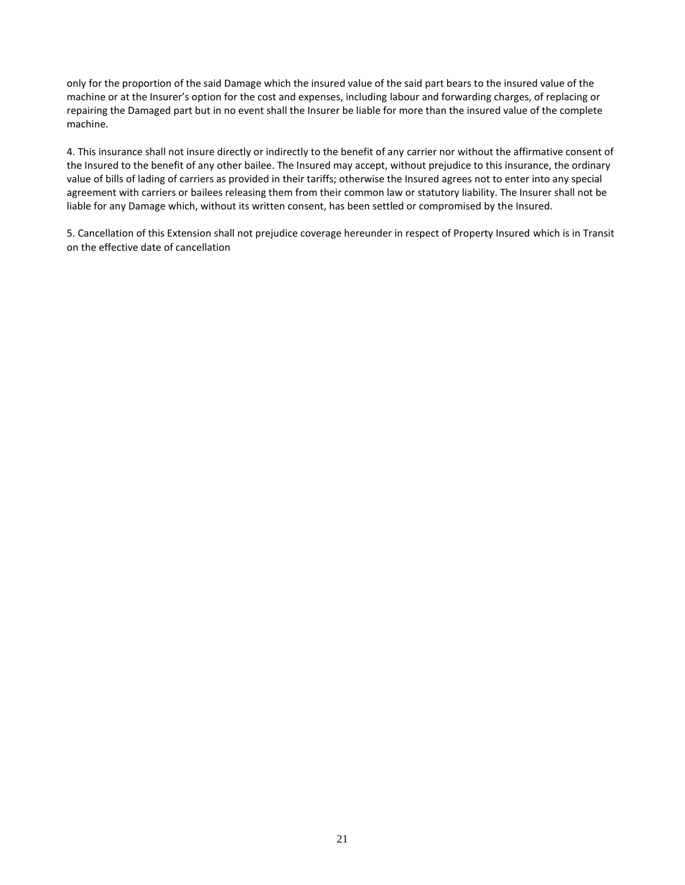only for the proportion of the said Damage which the insured value of the said part bears to the insured value of the machine or at the Insurer's option for the cost and expenses, including labour and forwarding charges, of replacing or repairing the Damaged part but in no event shall the Insurer be liable for more than the insured value of the complete machine.

4. This insurance shall not insure directly or indirectly to the benefit of any carrier nor without the affirmative consent of the Insured to the benefit of any other bailee. The Insured may accept, without prejudice to this insurance, the ordinary value of bills of lading of carriers as provided in their tariffs; otherwise the Insured agrees not to enter into any special agreement with carriers or bailees releasing them from their common law or statutory liability. The Insurer shall not be liable for any Damage which, without its written consent, has been settled or compromised by the Insured.

5. Cancellation of this Extension shall not prejudice coverage hereunder in respect of Property Insured which is in Transit on the effective date of cancellation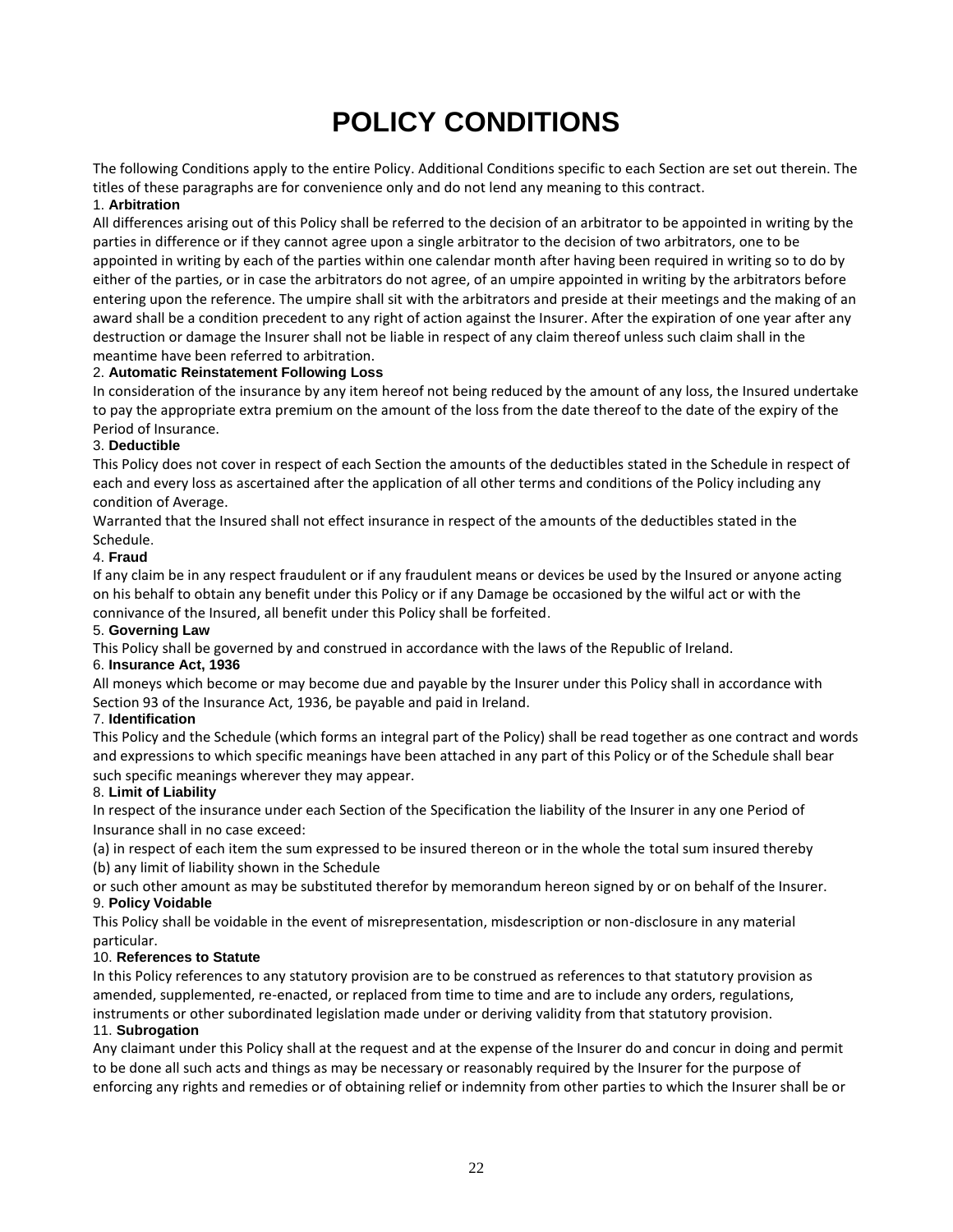# POLICY CONDITIONS

The following Conditions apply to the entire Policy. Additional Conditions specific to each Section are set out therein. The titles of these paragraphs are for convenience only and do not lend any meaning to this contract.

1. **Arbitration**

All differences arising out of this Policy shall be referred to the decision of an arbitrator to be appointed in writing by the parties in difference or if they cannot agree upon a single arbitrator to the decision of two arbitrators, one to be appointed in writing by each of the parties within one calendar month after having been required in writing so to do by either of the parties, or in case the arbitrators do not agree, of an umpire appointed in writing by the arbitrators before entering upon the reference. The umpire shall sit with the arbitrators and preside at their meetings and the making of an award shall be a condition precedent to any right of action against the Insurer. After the expiration of one year after any destruction or damage the Insurer shall not be liable in respect of any claim thereof unless such claim shall in the meantime have been referred to arbitration.

2. **Automatic Reinstatement Following Loss**

In consideration of the insurance by any item hereof not being reduced by the amount of any loss, the Insured undertake to pay the appropriate extra premium on the amount of the loss from the date thereof to the date of the expiry of the Period of Insurance.

3. **Deductible**

This Policy does not cover in respect of each Section the amounts of the deductibles stated in the Schedule in respect of each and every loss as ascertained after the application of all other terms and conditions of the Policy including any condition of Average.

Warranted that the Insured shall not effect insurance in respect of the amounts of the deductibles stated in the Schedule.

4. **Fraud**

If any claim be in any respect fraudulent or if any fraudulent means or devices be used by the Insured or anyone acting on his behalf to obtain any benefit under this Policy or if any Damage be occasioned by the wilful act or with the connivance of the Insured, all benefit under this Policy shall be forfeited.

5. **Governing Law**

This Policy shall be governed by and construed in accordance with the laws of the Republic of Ireland.

6. **Insurance Act, 1936**

All moneys which become or may become due and payable by the Insurer under this Policy shall in accordance with Section 93 of the Insurance Act, 1936, be payable and paid in Ireland.

7. **Identification**

This Policy and the Schedule (which forms an integral part of the Policy) shall be read together as one contract and words and expressions to which specific meanings have been attached in any part of this Policy or of the Schedule shall bear such specific meanings wherever they may appear.

8. **Limit of Liability**

In respect of the insurance under each Section of the Specification the liability of the Insurer in any one Period of Insurance shall in no case exceed:

(a) in respect of each item the sum expressed to be insured thereon or in the whole the total sum insured thereby
(b) any limit of liability shown in the Schedule

or such other amount as may be substituted therefor by memorandum hereon signed by or on behalf of the Insurer.

9. **Policy Voidable**

This Policy shall be voidable in the event of misrepresentation, misdescription or non-disclosure in any material particular.

10. **References to Statute**

In this Policy references to any statutory provision are to be construed as references to that statutory provision as amended, supplemented, re-enacted, or replaced from time to time and are to include any orders, regulations, instruments or other subordinated legislation made under or deriving validity from that statutory provision.

11. **Subrogation**

Any claimant under this Policy shall at the request and at the expense of the Insurer do and concur in doing and permit to be done all such acts and things as may be necessary or reasonably required by the Insurer for the purpose of enforcing any rights and remedies or of obtaining relief or indemnity from other parties to which the Insurer shall be or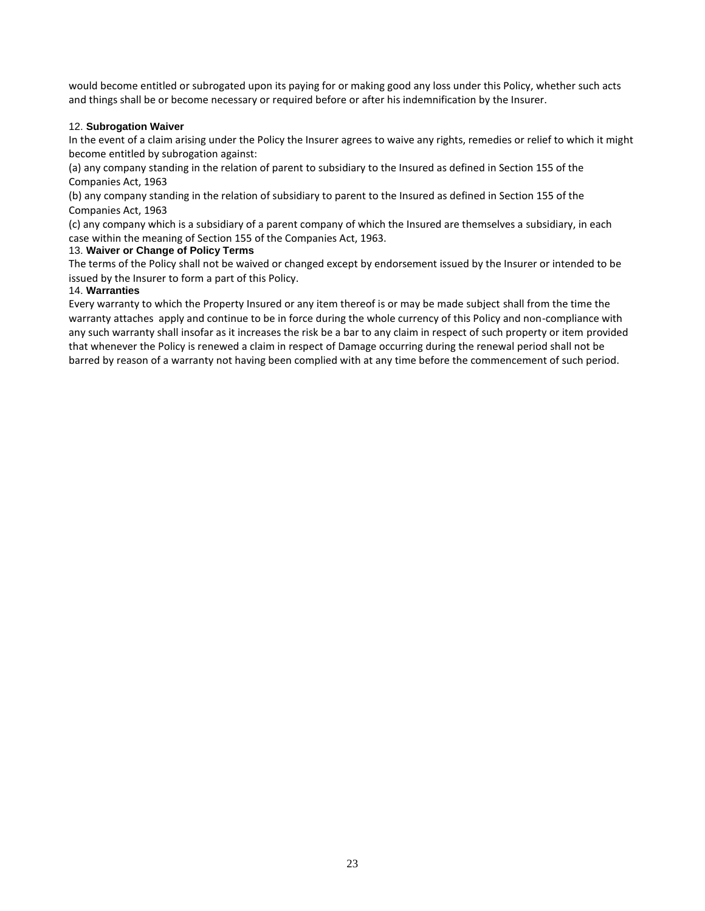would become entitled or subrogated upon its paying for or making good any loss under this Policy, whether such acts and things shall be or become necessary or required before or after his indemnification by the Insurer.

12. **Subrogation Waiver**

In the event of a claim arising under the Policy the Insurer agrees to waive any rights, remedies or relief to which it might become entitled by subrogation against:

(a) any company standing in the relation of parent to subsidiary to the Insured as defined in Section 155 of the Companies Act, 1963

(b) any company standing in the relation of subsidiary to parent to the Insured as defined in Section 155 of the Companies Act, 1963

(c) any company which is a subsidiary of a parent company of which the Insured are themselves a subsidiary, in each case within the meaning of Section 155 of the Companies Act, 1963.

13. **Waiver or Change of Policy Terms**

The terms of the Policy shall not be waived or changed except by endorsement issued by the Insurer or intended to be issued by the Insurer to form a part of this Policy.

14. **Warranties**

Every warranty to which the Property Insured or any item thereof is or may be made subject shall from the time the warranty attaches apply and continue to be in force during the whole currency of this Policy and non-compliance with any such warranty shall insofar as it increases the risk be a bar to any claim in respect of such property or item provided that whenever the Policy is renewed a claim in respect of Damage occurring during the renewal period shall not be barred by reason of a warranty not having been complied with at any time before the commencement of such period.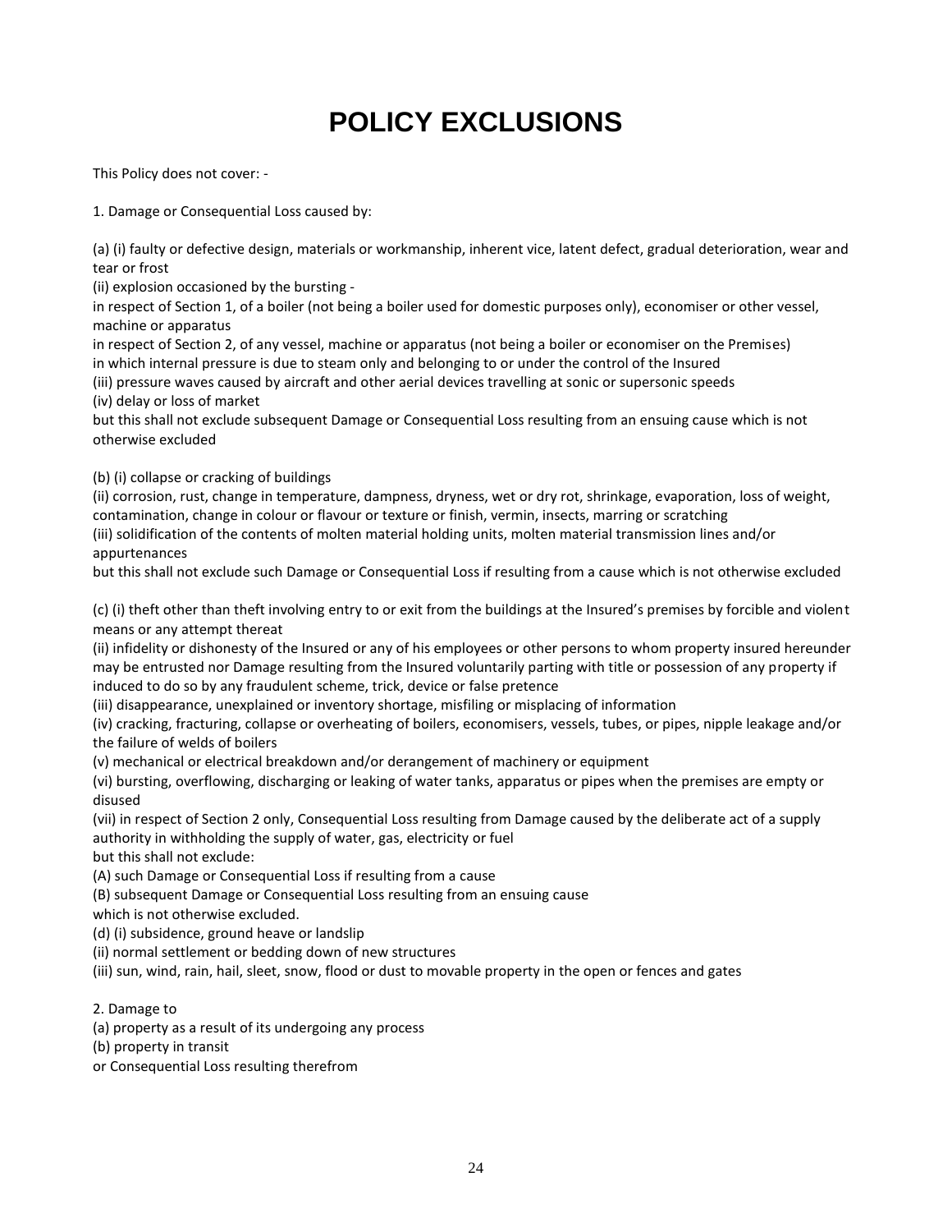# POLICY EXCLUSIONS

This Policy does not cover: -

1. Damage or Consequential Loss caused by:

(a) (i) faulty or defective design, materials or workmanship, inherent vice, latent defect, gradual deterioration, wear and tear or frost
(ii) explosion occasioned by the bursting -
in respect of Section 1, of a boiler (not being a boiler used for domestic purposes only), economiser or other vessel, machine or apparatus
in respect of Section 2, of any vessel, machine or apparatus (not being a boiler or economiser on the Premises) in which internal pressure is due to steam only and belonging to or under the control of the Insured
(iii) pressure waves caused by aircraft and other aerial devices travelling at sonic or supersonic speeds
(iv) delay or loss of market
but this shall not exclude subsequent Damage or Consequential Loss resulting from an ensuing cause which is not otherwise excluded

(b) (i) collapse or cracking of buildings
(ii) corrosion, rust, change in temperature, dampness, dryness, wet or dry rot, shrinkage, evaporation, loss of weight, contamination, change in colour or flavour or texture or finish, vermin, insects, marring or scratching
(iii) solidification of the contents of molten material holding units, molten material transmission lines and/or appurtenances
but this shall not exclude such Damage or Consequential Loss if resulting from a cause which is not otherwise excluded

(c) (i) theft other than theft involving entry to or exit from the buildings at the Insured's premises by forcible and violent means or any attempt thereat
(ii) infidelity or dishonesty of the Insured or any of his employees or other persons to whom property insured hereunder may be entrusted nor Damage resulting from the Insured voluntarily parting with title or possession of any property if induced to do so by any fraudulent scheme, trick, device or false pretence
(iii) disappearance, unexplained or inventory shortage, misfiling or misplacing of information
(iv) cracking, fracturing, collapse or overheating of boilers, economisers, vessels, tubes, or pipes, nipple leakage and/or the failure of welds of boilers
(v) mechanical or electrical breakdown and/or derangement of machinery or equipment
(vi) bursting, overflowing, discharging or leaking of water tanks, apparatus or pipes when the premises are empty or disused
(vii) in respect of Section 2 only, Consequential Loss resulting from Damage caused by the deliberate act of a supply authority in withholding the supply of water, gas, electricity or fuel
but this shall not exclude:
(A) such Damage or Consequential Loss if resulting from a cause
(B) subsequent Damage or Consequential Loss resulting from an ensuing cause
which is not otherwise excluded.

(d) (i) subsidence, ground heave or landslip
(ii) normal settlement or bedding down of new structures
(iii) sun, wind, rain, hail, sleet, snow, flood or dust to movable property in the open or fences and gates

2. Damage to
(a) property as a result of its undergoing any process
(b) property in transit
or Consequential Loss resulting therefrom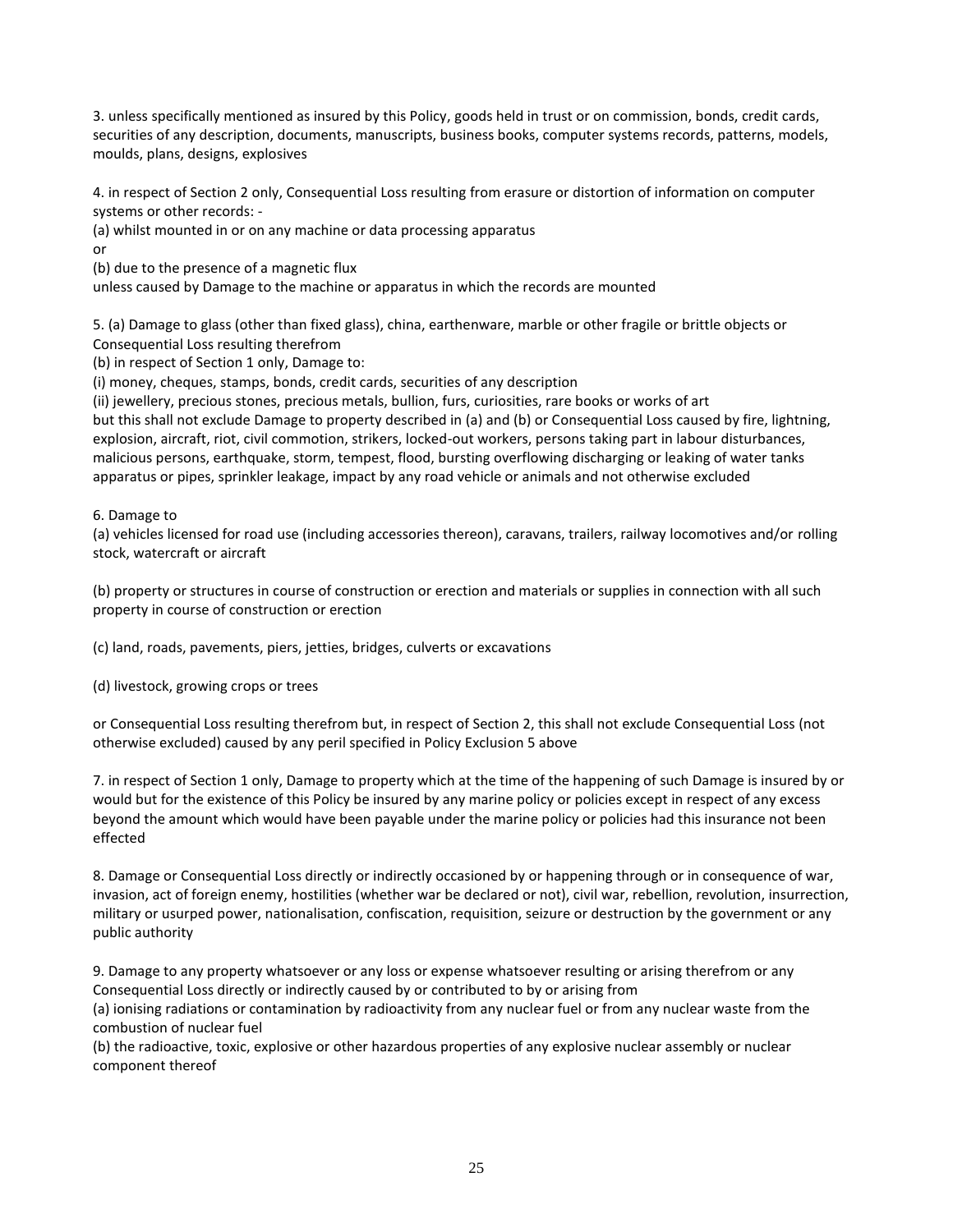3. unless specifically mentioned as insured by this Policy, goods held in trust or on commission, bonds, credit cards, securities of any description, documents, manuscripts, business books, computer systems records, patterns, models, moulds, plans, designs, explosives

4. in respect of Section 2 only, Consequential Loss resulting from erasure or distortion of information on computer systems or other records: -

(a) whilst mounted in or on any machine or data processing apparatus

or

(b) due to the presence of a magnetic flux

unless caused by Damage to the machine or apparatus in which the records are mounted

5. (a) Damage to glass (other than fixed glass), china, earthenware, marble or other fragile or brittle objects or Consequential Loss resulting therefrom

(b) in respect of Section 1 only, Damage to:

(i) money, cheques, stamps, bonds, credit cards, securities of any description

(ii) jewellery, precious stones, precious metals, bullion, furs, curiosities, rare books or works of art

but this shall not exclude Damage to property described in (a) and (b) or Consequential Loss caused by fire, lightning, explosion, aircraft, riot, civil commotion, strikers, locked-out workers, persons taking part in labour disturbances, malicious persons, earthquake, storm, tempest, flood, bursting overflowing discharging or leaking of water tanks apparatus or pipes, sprinkler leakage, impact by any road vehicle or animals and not otherwise excluded

6. Damage to

(a) vehicles licensed for road use (including accessories thereon), caravans, trailers, railway locomotives and/or rolling stock, watercraft or aircraft

(b) property or structures in course of construction or erection and materials or supplies in connection with all such property in course of construction or erection

(c) land, roads, pavements, piers, jetties, bridges, culverts or excavations

(d) livestock, growing crops or trees

or Consequential Loss resulting therefrom but, in respect of Section 2, this shall not exclude Consequential Loss (not otherwise excluded) caused by any peril specified in Policy Exclusion 5 above

7. in respect of Section 1 only, Damage to property which at the time of the happening of such Damage is insured by or would but for the existence of this Policy be insured by any marine policy or policies except in respect of any excess beyond the amount which would have been payable under the marine policy or policies had this insurance not been effected

8. Damage or Consequential Loss directly or indirectly occasioned by or happening through or in consequence of war, invasion, act of foreign enemy, hostilities (whether war be declared or not), civil war, rebellion, revolution, insurrection, military or usurped power, nationalisation, confiscation, requisition, seizure or destruction by the government or any public authority

9. Damage to any property whatsoever or any loss or expense whatsoever resulting or arising therefrom or any Consequential Loss directly or indirectly caused by or contributed to by or arising from

(a) ionising radiations or contamination by radioactivity from any nuclear fuel or from any nuclear waste from the combustion of nuclear fuel

(b) the radioactive, toxic, explosive or other hazardous properties of any explosive nuclear assembly or nuclear component thereof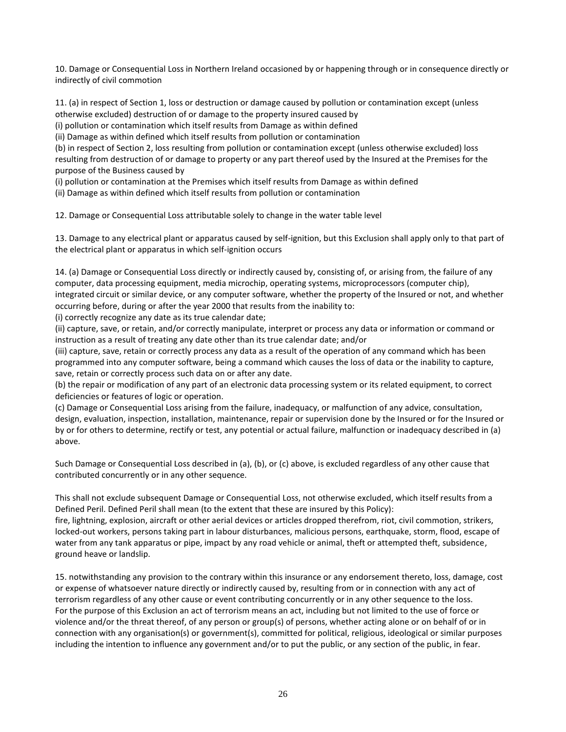10. Damage or Consequential Loss in Northern Ireland occasioned by or happening through or in consequence directly or indirectly of civil commotion

11. (a) in respect of Section 1, loss or destruction or damage caused by pollution or contamination except (unless otherwise excluded) destruction of or damage to the property insured caused by

(i) pollution or contamination which itself results from Damage as within defined

(ii) Damage as within defined which itself results from pollution or contamination

(b) in respect of Section 2, loss resulting from pollution or contamination except (unless otherwise excluded) loss resulting from destruction of or damage to property or any part thereof used by the Insured at the Premises for the purpose of the Business caused by

(i) pollution or contamination at the Premises which itself results from Damage as within defined

(ii) Damage as within defined which itself results from pollution or contamination

12. Damage or Consequential Loss attributable solely to change in the water table level

13. Damage to any electrical plant or apparatus caused by self-ignition, but this Exclusion shall apply only to that part of the electrical plant or apparatus in which self-ignition occurs

14. (a) Damage or Consequential Loss directly or indirectly caused by, consisting of, or arising from, the failure of any computer, data processing equipment, media microchip, operating systems, microprocessors (computer chip), integrated circuit or similar device, or any computer software, whether the property of the Insured or not, and whether occurring before, during or after the year 2000 that results from the inability to:

(i) correctly recognize any date as its true calendar date;

(ii) capture, save, or retain, and/or correctly manipulate, interpret or process any data or information or command or instruction as a result of treating any date other than its true calendar date; and/or

(iii) capture, save, retain or correctly process any data as a result of the operation of any command which has been programmed into any computer software, being a command which causes the loss of data or the inability to capture, save, retain or correctly process such data on or after any date.

(b) the repair or modification of any part of an electronic data processing system or its related equipment, to correct deficiencies or features of logic or operation.

(c) Damage or Consequential Loss arising from the failure, inadequacy, or malfunction of any advice, consultation, design, evaluation, inspection, installation, maintenance, repair or supervision done by the Insured or for the Insured or by or for others to determine, rectify or test, any potential or actual failure, malfunction or inadequacy described in (a) above.

Such Damage or Consequential Loss described in (a), (b), or (c) above, is excluded regardless of any other cause that contributed concurrently or in any other sequence.

This shall not exclude subsequent Damage or Consequential Loss, not otherwise excluded, which itself results from a Defined Peril. Defined Peril shall mean (to the extent that these are insured by this Policy):
fire, lightning, explosion, aircraft or other aerial devices or articles dropped therefrom, riot, civil commotion, strikers, locked-out workers, persons taking part in labour disturbances, malicious persons, earthquake, storm, flood, escape of water from any tank apparatus or pipe, impact by any road vehicle or animal, theft or attempted theft, subsidence, ground heave or landslip.

15. notwithstanding any provision to the contrary within this insurance or any endorsement thereto, loss, damage, cost or expense of whatsoever nature directly or indirectly caused by, resulting from or in connection with any act of terrorism regardless of any other cause or event contributing concurrently or in any other sequence to the loss.
For the purpose of this Exclusion an act of terrorism means an act, including but not limited to the use of force or violence and/or the threat thereof, of any person or group(s) of persons, whether acting alone or on behalf of or in connection with any organisation(s) or government(s), committed for political, religious, ideological or similar purposes including the intention to influence any government and/or to put the public, or any section of the public, in fear.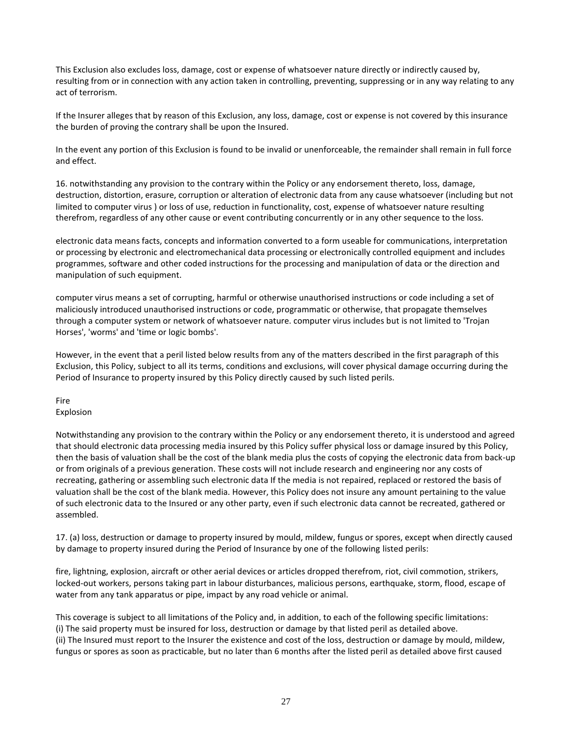This Exclusion also excludes loss, damage, cost or expense of whatsoever nature directly or indirectly caused by, resulting from or in connection with any action taken in controlling, preventing, suppressing or in any way relating to any act of terrorism.

If the Insurer alleges that by reason of this Exclusion, any loss, damage, cost or expense is not covered by this insurance the burden of proving the contrary shall be upon the Insured.

In the event any portion of this Exclusion is found to be invalid or unenforceable, the remainder shall remain in full force and effect.

16. notwithstanding any provision to the contrary within the Policy or any endorsement thereto, loss, damage, destruction, distortion, erasure, corruption or alteration of electronic data from any cause whatsoever (including but not limited to computer virus ) or loss of use, reduction in functionality, cost, expense of whatsoever nature resulting therefrom, regardless of any other cause or event contributing concurrently or in any other sequence to the loss.

electronic data means facts, concepts and information converted to a form useable for communications, interpretation or processing by electronic and electromechanical data processing or electronically controlled equipment and includes programmes, software and other coded instructions for the processing and manipulation of data or the direction and manipulation of such equipment.

computer virus means a set of corrupting, harmful or otherwise unauthorised instructions or code including a set of maliciously introduced unauthorised instructions or code, programmatic or otherwise, that propagate themselves through a computer system or network of whatsoever nature. computer virus includes but is not limited to 'Trojan Horses', 'worms' and 'time or logic bombs'.

However, in the event that a peril listed below results from any of the matters described in the first paragraph of this Exclusion, this Policy, subject to all its terms, conditions and exclusions, will cover physical damage occurring during the Period of Insurance to property insured by this Policy directly caused by such listed perils.

Fire
Explosion

Notwithstanding any provision to the contrary within the Policy or any endorsement thereto, it is understood and agreed that should electronic data processing media insured by this Policy suffer physical loss or damage insured by this Policy, then the basis of valuation shall be the cost of the blank media plus the costs of copying the electronic data from back-up or from originals of a previous generation. These costs will not include research and engineering nor any costs of recreating, gathering or assembling such electronic data If the media is not repaired, replaced or restored the basis of valuation shall be the cost of the blank media. However, this Policy does not insure any amount pertaining to the value of such electronic data to the Insured or any other party, even if such electronic data cannot be recreated, gathered or assembled.

17. (a) loss, destruction or damage to property insured by mould, mildew, fungus or spores, except when directly caused by damage to property insured during the Period of Insurance by one of the following listed perils:

fire, lightning, explosion, aircraft or other aerial devices or articles dropped therefrom, riot, civil commotion, strikers, locked-out workers, persons taking part in labour disturbances, malicious persons, earthquake, storm, flood, escape of water from any tank apparatus or pipe, impact by any road vehicle or animal.

This coverage is subject to all limitations of the Policy and, in addition, to each of the following specific limitations:
(i) The said property must be insured for loss, destruction or damage by that listed peril as detailed above.
(ii) The Insured must report to the Insurer the existence and cost of the loss, destruction or damage by mould, mildew, fungus or spores as soon as practicable, but no later than 6 months after the listed peril as detailed above first caused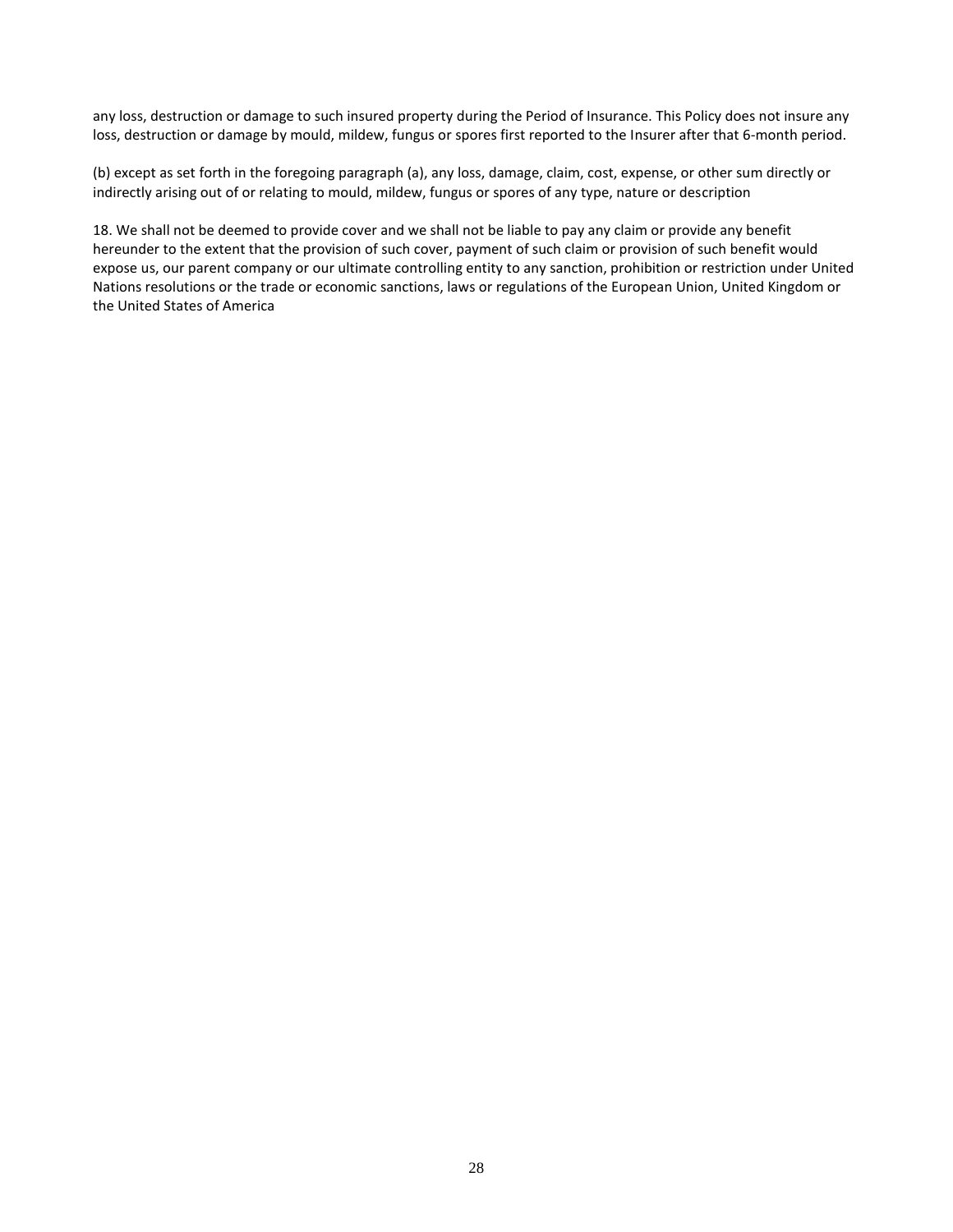any loss, destruction or damage to such insured property during the Period of Insurance. This Policy does not insure any loss, destruction or damage by mould, mildew, fungus or spores first reported to the Insurer after that 6-month period.

(b) except as set forth in the foregoing paragraph (a), any loss, damage, claim, cost, expense, or other sum directly or indirectly arising out of or relating to mould, mildew, fungus or spores of any type, nature or description

18. We shall not be deemed to provide cover and we shall not be liable to pay any claim or provide any benefit hereunder to the extent that the provision of such cover, payment of such claim or provision of such benefit would expose us, our parent company or our ultimate controlling entity to any sanction, prohibition or restriction under United Nations resolutions or the trade or economic sanctions, laws or regulations of the European Union, United Kingdom or the United States of America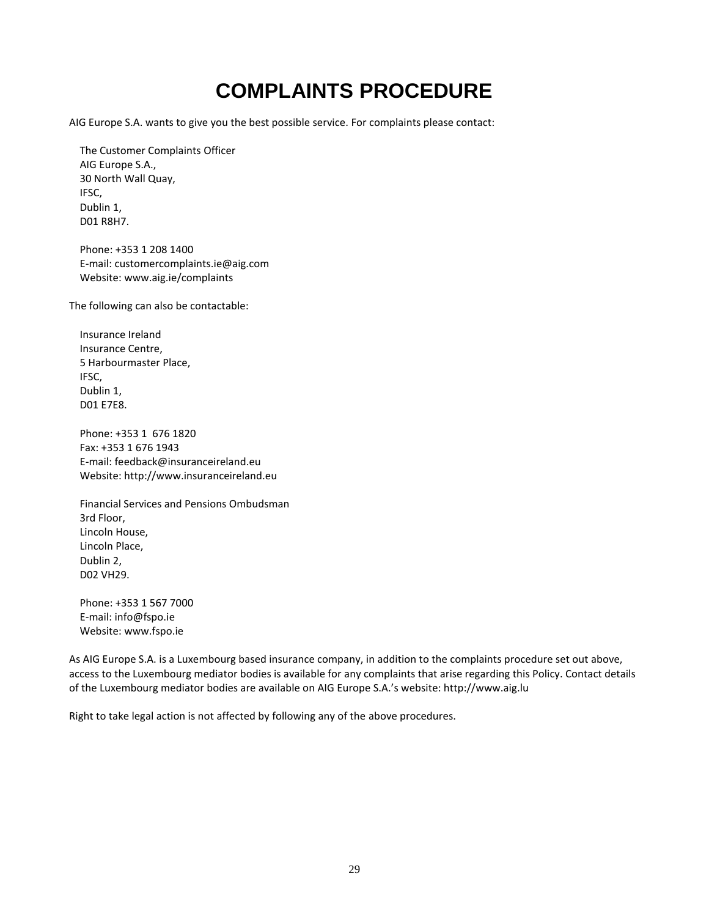# COMPLAINTS PROCEDURE

AIG Europe S.A. wants to give you the best possible service. For complaints please contact:

The Customer Complaints Officer
AIG Europe S.A.,
30 North Wall Quay,
IFSC,
Dublin 1,
D01 R8H7.

Phone: +353 1 208 1400
E-mail: customercomplaints.ie@aig.com
Website: www.aig.ie/complaints

The following can also be contactable:

Insurance Ireland
Insurance Centre,
5 Harbourmaster Place,
IFSC,
Dublin 1,
D01 E7E8.

Phone: +353 1 676 1820
Fax: +353 1 676 1943
E-mail: feedback@insuranceireland.eu
Website: http://www.insuranceireland.eu

Financial Services and Pensions Ombudsman
3rd Floor,
Lincoln House,
Lincoln Place,
Dublin 2,
D02 VH29.

Phone: +353 1 567 7000
E-mail: info@fspo.ie
Website: www.fspo.ie

As AIG Europe S.A. is a Luxembourg based insurance company, in addition to the complaints procedure set out above, access to the Luxembourg mediator bodies is available for any complaints that arise regarding this Policy. Contact details of the Luxembourg mediator bodies are available on AIG Europe S.A.'s website: http://www.aig.lu

Right to take legal action is not affected by following any of the above procedures.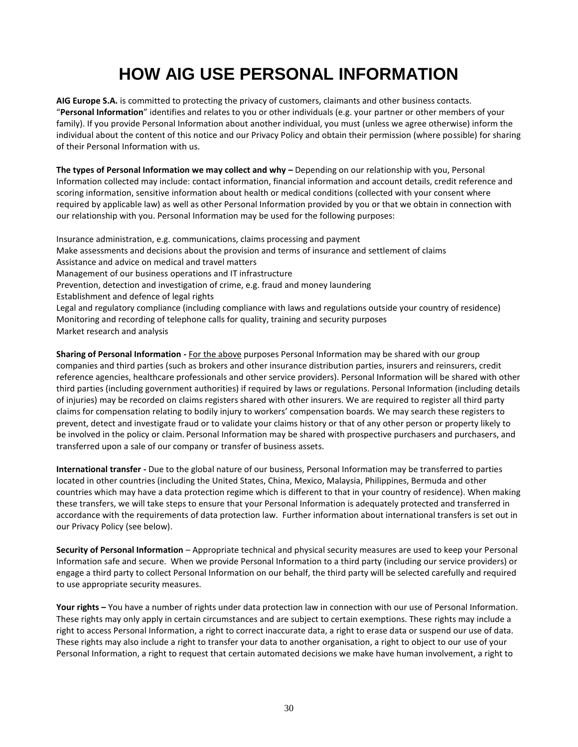# HOW AIG USE PERSONAL INFORMATION

**AIG Europe S.A.** is committed to protecting the privacy of customers, claimants and other business contacts. "**Personal Information**" identifies and relates to you or other individuals (e.g. your partner or other members of your family). If you provide Personal Information about another individual, you must (unless we agree otherwise) inform the individual about the content of this notice and our Privacy Policy and obtain their permission (where possible) for sharing of their Personal Information with us.

**The types of Personal Information we may collect and why –** Depending on our relationship with you, Personal Information collected may include: contact information, financial information and account details, credit reference and scoring information, sensitive information about health or medical conditions (collected with your consent where required by applicable law) as well as other Personal Information provided by you or that we obtain in connection with our relationship with you. Personal Information may be used for the following purposes:

Insurance administration, e.g. communications, claims processing and payment
Make assessments and decisions about the provision and terms of insurance and settlement of claims
Assistance and advice on medical and travel matters
Management of our business operations and IT infrastructure
Prevention, detection and investigation of crime, e.g. fraud and money laundering
Establishment and defence of legal rights
Legal and regulatory compliance (including compliance with laws and regulations outside your country of residence)
Monitoring and recording of telephone calls for quality, training and security purposes
Market research and analysis

**Sharing of Personal Information -** For the above purposes Personal Information may be shared with our group companies and third parties (such as brokers and other insurance distribution parties, insurers and reinsurers, credit reference agencies, healthcare professionals and other service providers). Personal Information will be shared with other third parties (including government authorities) if required by laws or regulations. Personal Information (including details of injuries) may be recorded on claims registers shared with other insurers. We are required to register all third party claims for compensation relating to bodily injury to workers' compensation boards. We may search these registers to prevent, detect and investigate fraud or to validate your claims history or that of any other person or property likely to be involved in the policy or claim. Personal Information may be shared with prospective purchasers and purchasers, and transferred upon a sale of our company or transfer of business assets.

**International transfer -** Due to the global nature of our business, Personal Information may be transferred to parties located in other countries (including the United States, China, Mexico, Malaysia, Philippines, Bermuda and other countries which may have a data protection regime which is different to that in your country of residence). When making these transfers, we will take steps to ensure that your Personal Information is adequately protected and transferred in accordance with the requirements of data protection law. Further information about international transfers is set out in our Privacy Policy (see below).

**Security of Personal Information** – Appropriate technical and physical security measures are used to keep your Personal Information safe and secure. When we provide Personal Information to a third party (including our service providers) or engage a third party to collect Personal Information on our behalf, the third party will be selected carefully and required to use appropriate security measures.

**Your rights –** You have a number of rights under data protection law in connection with our use of Personal Information. These rights may only apply in certain circumstances and are subject to certain exemptions. These rights may include a right to access Personal Information, a right to correct inaccurate data, a right to erase data or suspend our use of data. These rights may also include a right to transfer your data to another organisation, a right to object to our use of your Personal Information, a right to request that certain automated decisions we make have human involvement, a right to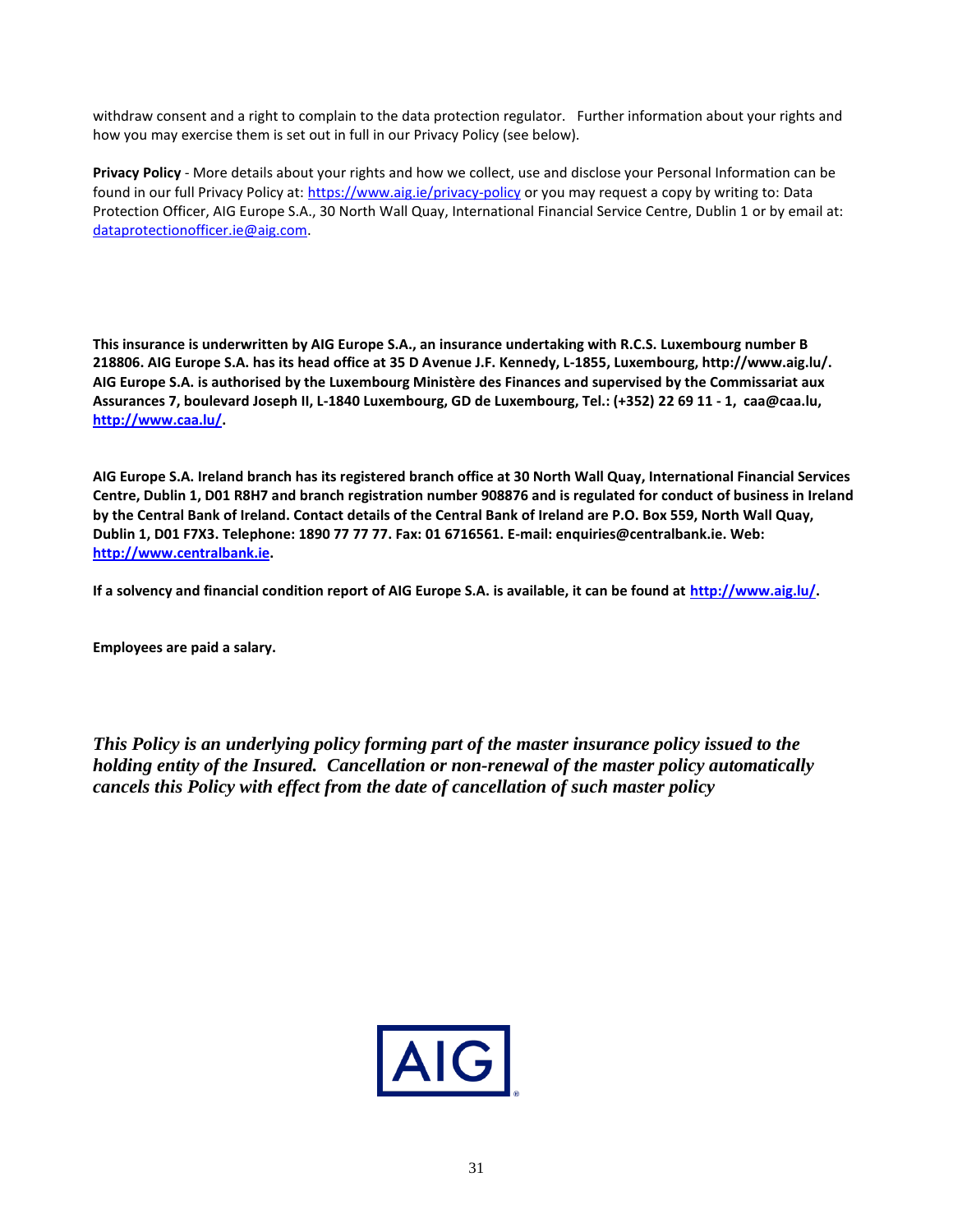withdraw consent and a right to complain to the data protection regulator. Further information about your rights and how you may exercise them is set out in full in our Privacy Policy (see below).

**Privacy Policy** - More details about your rights and how we collect, use and disclose your Personal Information can be found in our full Privacy Policy at: https://www.aig.ie/privacy-policy or you may request a copy by writing to: Data Protection Officer, AIG Europe S.A., 30 North Wall Quay, International Financial Service Centre, Dublin 1 or by email at: dataprotectionofficer.ie@aig.com.

**This insurance is underwritten by AIG Europe S.A., an insurance undertaking with R.C.S. Luxembourg number B 218806. AIG Europe S.A. has its head office at 35 D Avenue J.F. Kennedy, L-1855, Luxembourg, http://www.aig.lu/. AIG Europe S.A. is authorised by the Luxembourg Ministère des Finances and supervised by the Commissariat aux Assurances 7, boulevard Joseph II, L-1840 Luxembourg, GD de Luxembourg, Tel.: (+352) 22 69 11 - 1, caa@caa.lu, http://www.caa.lu/.**

**AIG Europe S.A. Ireland branch has its registered branch office at 30 North Wall Quay, International Financial Services Centre, Dublin 1, D01 R8H7 and branch registration number 908876 and is regulated for conduct of business in Ireland by the Central Bank of Ireland. Contact details of the Central Bank of Ireland are P.O. Box 559, North Wall Quay, Dublin 1, D01 F7X3. Telephone: 1890 77 77 77. Fax: 01 6716561. E-mail: enquiries@centralbank.ie. Web: http://www.centralbank.ie.**

**If a solvency and financial condition report of AIG Europe S.A. is available, it can be found at http://www.aig.lu/.**

**Employees are paid a salary.**

***This Policy is an underlying policy forming part of the master insurance policy issued to the holding entity of the Insured. Cancellation or non-renewal of the master policy automatically cancels this Policy with effect from the date of cancellation of such master policy***

AIG